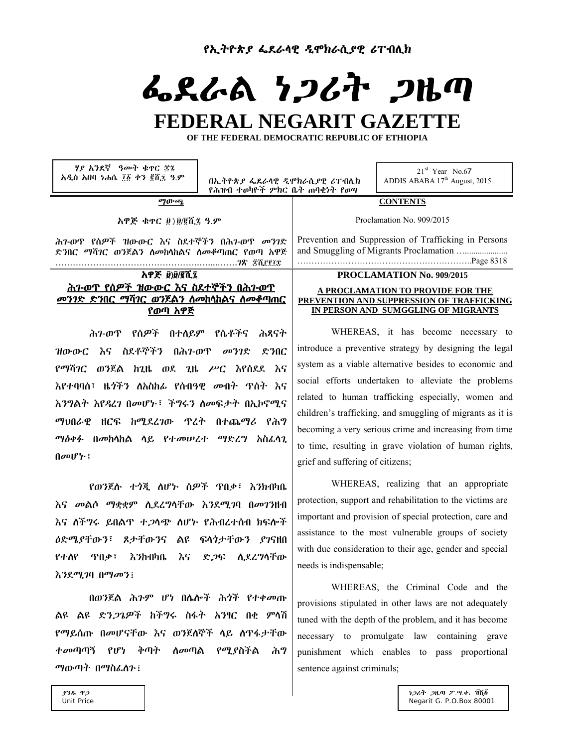የኢትዮጵያ ፌደራላዊ ዲሞክራሲያዊ ሪፐብሊክ

# ፌደራል ነጋሪት ጋዜጣ

# FEDERAL NEGARIT GAZETTE

**OF THE FEDERAL DEMOCRATIC REPUBLIC OF ETHIOPIA**

ሃያ አንደኛ ዓመት ቁጥር ፷፯
አዲስ አበባ ነሐሴ ፲፩ ቀን ፪ሺ፯ ዓ.ም

በኢትዮጵያ ፌደራላዊ ዲሞክራሲያዊ ሪፐብሊክ
የሕዝብ ተወካዮች ምክር ቤት ጠባቂነት የወጣ

21st Year No.67
ADDIS ABABA 17th August, 2015

**ማውጫ**

አዋጅ ቁጥር ፱)፱/፪ሺ፯ ዓ.ም

ሕገ-ወጥ የሰዎች ዝውውር እና ስደተኞችን በሕገ-ወጥ መንገድ ድንበር ማሻገር ወንጀልን ለመከላከልና ለመቆጣጠር የወጣ አዋጅ …………………………………………………ገጽ ፰ሺ፫፻፲፰

**CONTENTS**

Proclamation No. 909/2015

Prevention and Suppression of Trafficking in Persons and Smuggling of Migrants Proclamation ……………………………………………………………..Page 8318

## አዋጅ ፱)፱/፪ሺ፯

**ሕገ-ወጥ የሰዎች ዝውውር እና ስደተኞችን በሕገ-ወጥ መንገድ ድንበር ማሻገር ወንጀልን ለመከላከልና ለመቆጣጠር የወጣ አዋጅ**

ሕገ-ወጥ የሰዎች በተለይም የሴቶችና ሕጻናት ዝውውር እና ስደቶኞችን በሕገ-ወጥ መንገድ ድንበር የማሻገር ወንጀል ከጊዜ ወደ ጊዜ ሥር እየሰደደ እና እየተባባሰ፣ ዜጎችን ለአስከፊ የሰብዓዊ መብት ጥሰት እና እንግልት እየዳረገ በመሆኑ፣ ችግሩን ለመፍታት በኢኮኖሚና ማህበራዊ ዘርፍ ከሚደረገው ጥረት በተጨማሪ የሕግ ማዕቀፉ በመከላከል ላይ የተመሠረተ ማድረግ አስፈላጊ በመሆኑ፤

የወንጀሉ ተጎጂ ለሆኑ ሰዎች ጥበቃ፣ እንክብካቤ እና መልሶ ማቋቋም ሊደረግላቸው እንደሚገባ በመገንዘብ እና ለችግሩ ይበልጥ ተጋላጭ ለሆኑ የሕብረተሰብ ክፍሎች ዕድሜያቸውን፣ ጾታቸውንና ልዩ ፍላጎታቸውን ያገናዘበ የተለየ ጥበቃ፣ እንክብካቤ እና ድጋፍ ሊደረግላቸው እንደሚገባ በማመን፤

በወንጀል ሕጉም ሆነ በሌሎች ሕጎች የተቀመጡ ልዩ ልዩ ድንጋጌዎች ከችግሩ ስፋት አንፃር በቂ ምላሽ የማይሰጡ በመሆናቸው እና ወንጀለኞች ላይ ለጥፋታቸው ተመጣጣኝ የሆነ ቅጣት ለመጣል የሚያስችል ሕግ ማውጣት በማስፈለጉ፤

## PROCLAMATION No. 909/2015

**A PROCLAMATION TO PROVIDE FOR THE PREVENTION AND SUPPRESSION OF TRAFFICKING IN PERSON AND SUMGGLING OF MIGRANTS**

WHEREAS, it has become necessary to introduce a preventive strategy by designing the legal system as a viable alternative besides to economic and social efforts undertaken to alleviate the problems related to human trafficking especially, women and children's trafficking, and smuggling of migrants as it is becoming a very serious crime and increasing from time to time, resulting in grave violation of human rights, grief and suffering of citizens;

WHEREAS, realizing that an appropriate protection, support and rehabilitation to the victims are important and provision of special protection, care and assistance to the most vulnerable groups of society with due consideration to their age, gender and special needs is indispensable;

WHEREAS, the Criminal Code and the provisions stipulated in other laws are not adequately tuned with the depth of the problem, and it has become necessary to promulgate law containing grave punishment which enables to pass proportional sentence against criminals;

ያንዱ ዋጋ
Unit Price

ነጋሪት ጋዜጣ ፖ.ሣ.ቁ. ፹ሺ፩
Negarit G. P.O.Box 80001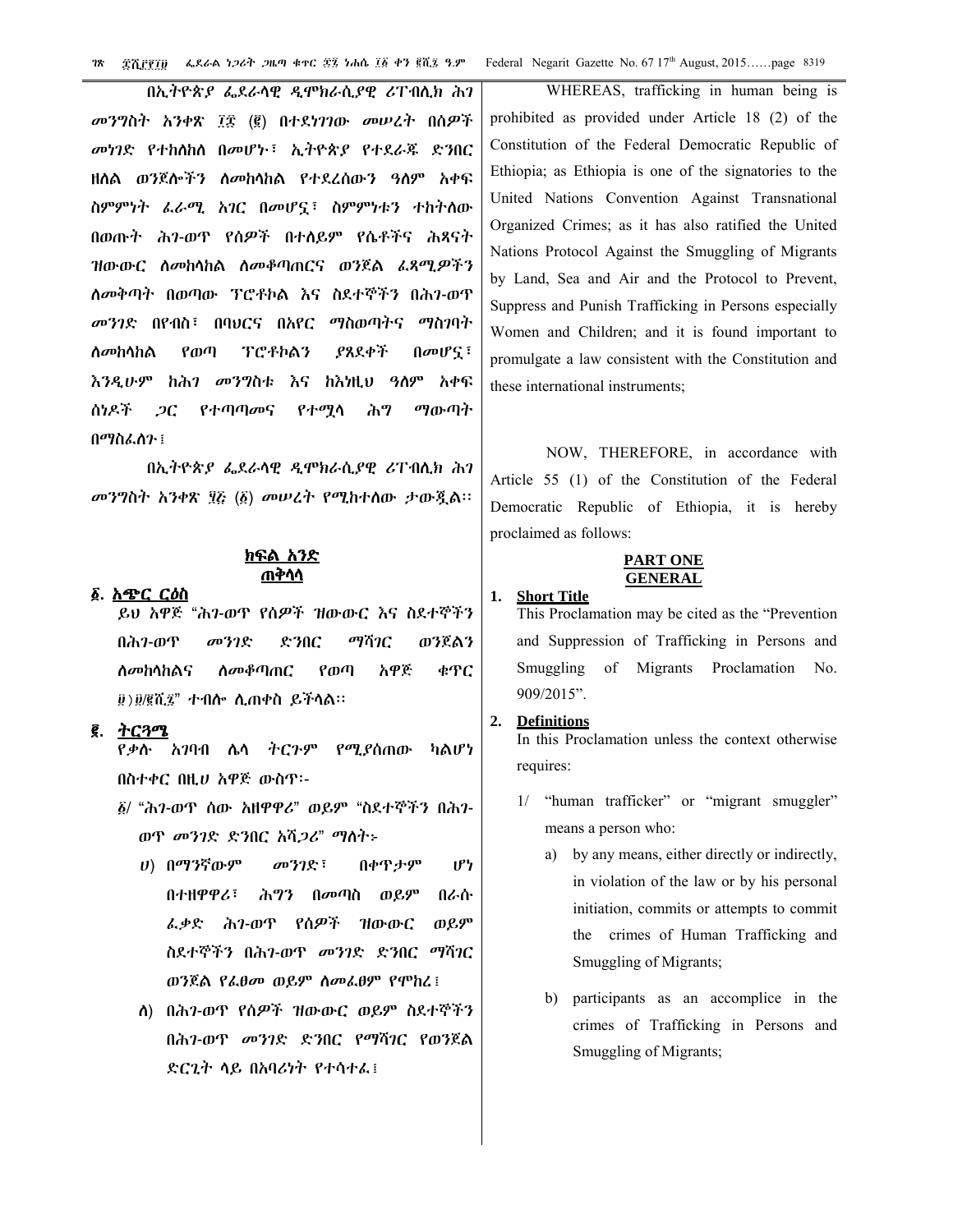በኢትዮጵያ ፌደራላዊ ዲሞክራሲያዊ ሪፐብሊክ ሕገ መንግስት አንቀጽ ፲፰ (፪) በተደነገገው መሠረት በሰዎች መነገድ የተከለከለ በመሆኑ፣ ኢትዮጵያ የተደራጁ ድንበር ዘለል ወንጀሎችን ለመከላከል የተደረሰውን ዓለም አቀፍ ስምምነት ፈራሚ አገር በመሆኗ፣ ስምምነቱን ተከትለው በወጡት ሕገ-ወጥ የሰዎች በተለይም የሴቶችና ሕጻናት ዝውውር ለመከላከል ለመቆጣጠርና ወንጀል ፈጻሚዎችን ለመቅጣት በወጣው ፕሮቶኮል እና ስደተኞችን በሕገ-ወጥ መንገድ በየብስ፣ በባህርና በአየር ማስወጣትና ማስገባት ለመከላከል የወጣ ፕሮቶኮልን ያጸደቀች በመሆኗ፣ እንዲሁም ከሕገ መንግስቱ እና ከእነዚህ ዓለም አቀፍ ሰነዶች ጋር የተጣጣመና የተሟላ ሕግ ማውጣት በማስፈለጉ፤

በኢትዮጵያ ፌደራላዊ ዲሞክራሲያዊ ሪፐብሊክ ሕገ መንግስት አንቀጽ ፶፭ (፩) መሠረት የሚከተለው ታውጇል፡፡

## ክፍል አንድ
## ጠቅላላ

**፩. አጭር ርዕስ**

ይህ አዋጅ "ሕገ-ወጥ የሰዎች ዝውውር እና ስደተኞችን በሕገ-ወጥ መንገድ ድንበር ማሻገር ወንጀልን ለመከላከልና ለመቆጣጠር የወጣ አዋጅ ቁጥር ፱፻፱/፪ሺ፯" ተብሎ ሊጠቀስ ይችላል፡፡

**፪. ትርጓሜ**

የቃሉ አገባብ ሌላ ትርጉም የሚያሰጠው ካልሆነ በስተቀር በዚህ አዋጅ ውስጥ፡-

፩/ "ሕገ-ወጥ ሰው አዘዋዋሪ" ወይም "ስደተኞችን በሕገ-ወጥ መንገድ ድንበር አሻጋሪ" ማለት፦

ሀ) በማንኛውም መንገድ፣ በቀጥታም ሆነ በተዘዋዋሪ፣ ሕግን በመጣስ ወይም በራሱ ፈቃድ ሕገ-ወጥ የሰዎች ዝውውር ወይም ስደተኞችን በሕገ-ወጥ መንገድ ድንበር ማሻገር ወንጀል የፈፀመ ወይም ለመፈፀም የሞከረ፤

ለ) በሕገ-ወጥ የሰዎች ዝውውር ወይም ስደተኞችን በሕገ-ወጥ መንገድ ድንበር የማሻገር የወንጀል ድርጊት ላይ በአባሪነት የተሳተፈ፤

WHEREAS, trafficking in human being is prohibited as provided under Article 18 (2) of the Constitution of the Federal Democratic Republic of Ethiopia; as Ethiopia is one of the signatories to the United Nations Convention Against Transnational Organized Crimes; as it has also ratified the United Nations Protocol Against the Smuggling of Migrants by Land, Sea and Air and the Protocol to Prevent, Suppress and Punish Trafficking in Persons especially Women and Children; and it is found important to promulgate a law consistent with the Constitution and these international instruments;

NOW, THEREFORE, in accordance with Article 55 (1) of the Constitution of the Federal Democratic Republic of Ethiopia, it is hereby proclaimed as follows:

## PART ONE
## GENERAL

**1. Short Title**

This Proclamation may be cited as the "Prevention and Suppression of Trafficking in Persons and Smuggling of Migrants Proclamation No. 909/2015".

**2. Definitions**

In this Proclamation unless the context otherwise requires:

1/ "human trafficker" or "migrant smuggler" means a person who:

a) by any means, either directly or indirectly, in violation of the law or by his personal initiation, commits or attempts to commit the crimes of Human Trafficking and Smuggling of Migrants;

b) participants as an accomplice in the crimes of Trafficking in Persons and Smuggling of Migrants;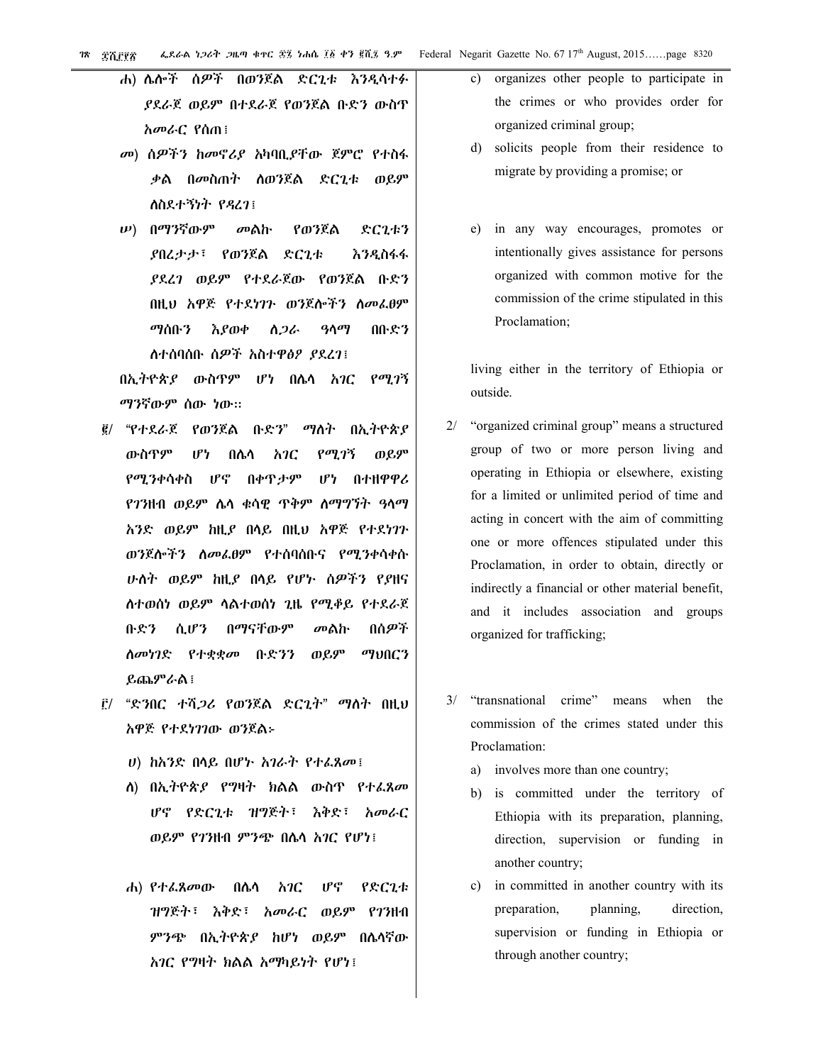ሐ) ሌሎች ሰዎች በወንጀል ድርጊቱ እንዲሳተፉ ያደራጀ ወይም በተደራጀ የወንጀል ቡድን ውስጥ አመራር የሰጠ፤

መ) ሰዎችን ከመኖሪያ አካባቢያቸው ጀምሮ የተስፋ ቃል በመስጠት ለወንጀል ድርጊቱ ወይም ለስደተኝነት የዳረገ፤

ሠ) በማንኛውም መልኩ የወንጀል ድርጊቱን ያበረታታ፣ የወንጀል ድርጊቱ እንዲስፋፋ ያደረገ ወይም የተደራጀው የወንጀል ቡድን በዚህ አዋጅ የተደነገጉ ወንጀሎችን ለመፈፀም ማሰቡን እያወቀ ለጋራ ዓላማ በቡድን ለተሰባሰቡ ሰዎች አስተዋፅዖ ያደረገ፤

በኢትዮጵያ ውስጥም ሆነ በሌላ አገር የሚገኝ ማንኛውም ሰው ነው።

፪/ "የተደራጀ የወንጀል ቡድን" ማለት በኢትዮጵያ ውስጥም ሆነ በሌላ አገር የሚገኝ ወይም የሚንቀሳቀስ ሆኖ በቀጥታም ሆነ በተዘዋዋሪ የገንዘብ ወይም ሌላ ቁሳዊ ጥቅም ለማግኘት ዓላማ አንድ ወይም ከዚያ በላይ በዚህ አዋጅ የተደነገጉ ወንጀሎችን ለመፈፀም የተሰባሰቡና የሚንቀሳቀሱ ሁለት ወይም ከዚያ በላይ የሆኑ ሰዎችን የያዘና ለተወሰነ ወይም ላልተወሰነ ጊዜ የሚቆይ የተደራጀ ቡድን ሲሆን በማናቸውም መልኩ በሰዎች ለመነገድ የተቋቋመ ቡድንን ወይም ማህበርን ይጨምራል፤

፫/ "ድንበር ተሻጋሪ የወንጀል ድርጊት" ማለት በዚህ አዋጅ የተደነገገው ወንጀል፦

ሀ) ከአንድ በላይ በሆኑ አገራት የተፈጸመ፤

ለ) በኢትዮጵያ የግዛት ክልል ውስጥ የተፈጸመ ሆኖ የድርጊቱ ዝግጅት፣ እቅድ፣ አመራር ወይም የገንዘብ ምንጭ በሌላ አገር የሆነ፤

ሐ) የተፈጸመው በሌላ አገር ሆኖ የድርጊቱ ዝግጅት፣ እቅድ፣ አመራር ወይም የገንዘብ ምንጭ በኢትዮጵያ ከሆነ ወይም በሌላኛው አገር የግዛት ክልል አማካይነት የሆነ፤

c) organizes other people to participate in the crimes or who provides order for organized criminal group;

d) solicits people from their residence to migrate by providing a promise; or

e) in any way encourages, promotes or intentionally gives assistance for persons organized with common motive for the commission of the crime stipulated in this Proclamation;

living either in the territory of Ethiopia or outside.

2/ "organized criminal group" means a structured group of two or more person living and operating in Ethiopia or elsewhere, existing for a limited or unlimited period of time and acting in concert with the aim of committing one or more offences stipulated under this Proclamation, in order to obtain, directly or indirectly a financial or other material benefit, and it includes association and groups organized for trafficking;

3/ "transnational crime" means when the commission of the crimes stated under this Proclamation:

a) involves more than one country;

b) is committed under the territory of Ethiopia with its preparation, planning, direction, supervision or funding in another country;

c) in committed in another country with its preparation, planning, direction, supervision or funding in Ethiopia or through another country;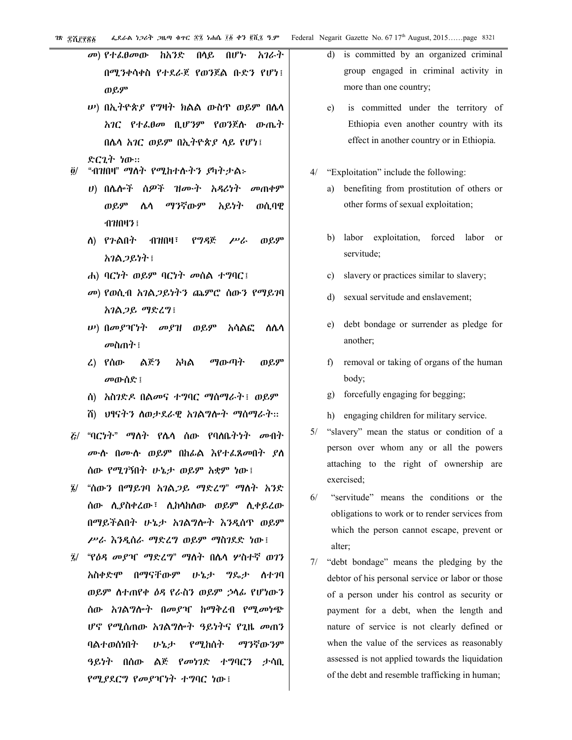መ) የተፈፀመው ከአንድ በላይ በሆኑ አገራት በሚንቀሳቀስ የተደራጀ የወንጀል ቡድን የሆነ፤ ወይም

ሠ) በኢትዮጵያ የግዛት ክልል ውስጥ ወይም በሌላ አገር የተፈፀመ ቢሆንም የወንጀሉ ውጤት በሌላ አገር ወይም በኢትዮጵያ ላይ የሆነ፤

ድርጊት ነው፡፡

፬/ "ብዝበዛ" ማለት የሚከተሉትን ያካትታል፦

ሀ) በሌሎች ሰዎች ዝሙት አዳሪነት መጠቀም ወይም ሌላ ማንኛውም አይነት ወሲባዊ ብዝበዛን፤

ለ) የጉልበት ብዝበዛ፣ የግዳጅ ሥራ ወይም አገልጋይነት፤

ሐ) ባርነት ወይም ባርነት መሰል ተግባር፤

መ) የወሲብ አገልጋይነትን ጨምሮ ሰውን የማይገባ አገልጋይ ማድረግ፤

ሠ) በመያዣነት መያዝ ወይም አሳልፎ ለሌላ መስጠት፤

ረ) የሰው ልጅን አካል ማውጣት ወይም መውሰድ፤

ሰ) አስገድዶ በልመና ተግባር ማሰማራት፤ ወይም

ሸ) ህፃናትን ለወታደራዊ አገልግሎት ማሰማራት፡፡

፭/ "ባርነት" ማለት የሌላ ሰው የባለቤትነት መብት ሙሉ በሙሉ ወይም በከፊል እየተፈጸመበት ያለ ሰው የሚገኝበት ሁኔታ ወይም አቋም ነው፤

፮/ "ሰውን በማይገባ አገልጋይ ማድረግ" ማለት አንድ ሰው ሊያስቀረው፣ ሊከላከለው ወይም ሊቀይረው በማይችልበት ሁኔታ አገልግሎት እንዲሰጥ ወይም ሥራ እንዲሰራ ማድረግ ወይም ማስገደድ ነው፤

፯/ "የዕዳ መያዣ ማድረግ" ማለት በሌላ ሦስተኛ ወገን አስቀድሞ በማናቸውም ሁኔታ ግዴታ ለተገባ ወይም ለተጠየቀ ዕዳ የራስን ወይም ኃላፊ የሆነውን ሰው አገልግሎት በመያዣ ከማቅረብ የሚመነጭ ሆኖ የሚሰጠው አገልግሎት ዓይነትና የጊዜ መጠን ባልተወሰነበት ሁኔታ የሚከሰት ማንኛውንም ዓይነት በሰው ልጅ የመነገድ ተግባርን ታሳቢ የሚያደርግ የመያዣነት ተግባር ነው፤

d) is committed by an organized criminal group engaged in criminal activity in more than one country;

e) is committed under the territory of Ethiopia even another country with its effect in another country or in Ethiopia.

4/ "Exploitation" include the following:

a) benefiting from prostitution of others or other forms of sexual exploitation;

b) labor exploitation, forced labor or servitude;

c) slavery or practices similar to slavery;

d) sexual servitude and enslavement;

e) debt bondage or surrender as pledge for another;

f) removal or taking of organs of the human body;

g) forcefully engaging for begging;

h) engaging children for military service.

5/ "slavery" mean the status or condition of a person over whom any or all the powers attaching to the right of ownership are exercised;

6/ "servitude" means the conditions or the obligations to work or to render services from which the person cannot escape, prevent or alter;

7/ "debt bondage" means the pledging by the debtor of his personal service or labor or those of a person under his control as security or payment for a debt, when the length and nature of service is not clearly defined or when the value of the services as reasonably assessed is not applied towards the liquidation of the debt and resemble trafficking in human;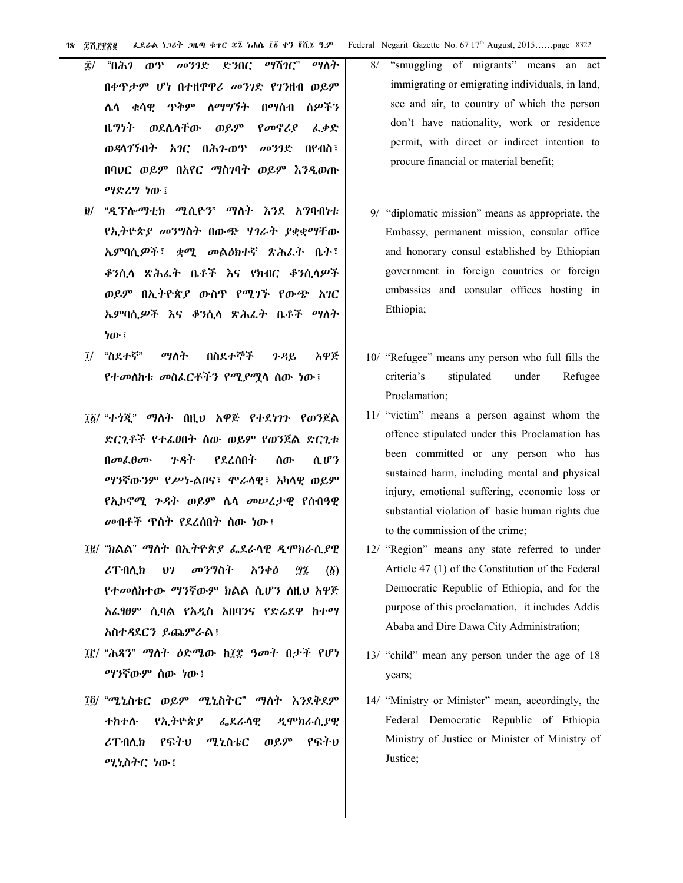፰/ "በሕገ ወጥ መንገድ ድንበር ማሻገር" ማለት በቀጥታም ሆነ በተዘዋዋሪ መንገድ የገንዘብ ወይም ሌላ ቁሳዊ ጥቅም ለማግኘት በማሰብ ሰዎችን ዜግነት ወደሌላቸው ወይም የመኖሪያ ፈቃድ ወዳላገኙበት አገር በሕገ-ወጥ መንገድ በየብስ፣ በባህር ወይም በአየር ማስገባት ወይም እንዲወጡ ማድረግ ነው፤

፱/ "ዲፕሎማቲክ ሚሲዮን" ማለት እንደ አግባብነቱ የኢትዮጵያ መንግስት በውጭ ሃገራት ያቋቋማቸው ኤምባሲዎች፣ ቋሚ መልዕክተኛ ጽሕፈት ቤት፣ ቆንሲላ ጽሕፈት ቤቶች እና የክብር ቆንሲላዎች ወይም በኢትዮጵያ ውስጥ የሚገኙ የውጭ አገር ኤምባሲዎች እና ቆንሲላ ጽሕፈት ቤቶች ማለት ነው፤

፲/ "ስደተኛ" ማለት በስደተኞች ጉዳይ አዋጅ የተመለከቱ መስፈርቶችን የሚያሟላ ሰው ነው፤

፲፩/ "ተጎጂ" ማለት በዚህ አዋጅ የተደነገጉ የወንጀል ድርጊቶች የተፈፀበት ሰው ወይም የወንጀል ድርጊቱ በመፈፀሙ ጉዳት የደረሰበት ሰው ሲሆን ማንኛውንም የሥነ-ልቦና፣ ሞራላዊ፣ አካላዊ ወይም የኢኮኖሚ ጉዳት ወይም ሌላ መሠረታዊ የሰብዓዊ መብቶች ጥሰት የደረሰበት ሰው ነው፤

፲፪/ "ክልል" ማለት በኢትዮጵያ ፌደራላዊ ዲሞክራሲያዊ ሪፐብሊክ ህገ መንግስት አንቀፅ ፵፯ (፩) የተመለከተው ማንኛውም ክልል ሲሆን ለዚህ አዋጅ አፈፃፀም ሲባል የአዲስ አበባንና የድሬደዋ ከተማ አስተዳደርን ይጨምራል፤

፲፫/ "ሕጻን" ማለት ዕድሜው ከ፲፰ ዓመት በታች የሆነ ማንኛውም ሰው ነው፤

፲፬/ "ሚኒስቴር ወይም ሚኒስትር" ማለት እንደቅደም ተከተሉ የኢትዮጵያ ፌደራላዊ ዲሞክራሲያዊ ሪፐብሊክ የፍትህ ሚኒስቴር ወይም የፍትህ ሚኒስትር ነው፤

8/ "smuggling of migrants" means an act immigrating or emigrating individuals, in land, see and air, to country of which the person don't have nationality, work or residence permit, with direct or indirect intention to procure financial or material benefit;

9/ "diplomatic mission" means as appropriate, the Embassy, permanent mission, consular office and honorary consul established by Ethiopian government in foreign countries or foreign embassies and consular offices hosting in Ethiopia;

10/ "Refugee" means any person who full fills the criteria's stipulated under Refugee Proclamation;

11/ "victim" means a person against whom the offence stipulated under this Proclamation has been committed or any person who has sustained harm, including mental and physical injury, emotional suffering, economic loss or substantial violation of basic human rights due to the commission of the crime;

12/ "Region" means any state referred to under Article 47 (1) of the Constitution of the Federal Democratic Republic of Ethiopia, and for the purpose of this proclamation, it includes Addis Ababa and Dire Dawa City Administration;

13/ "child" mean any person under the age of 18 years;

14/ "Ministry or Minister" mean, accordingly, the Federal Democratic Republic of Ethiopia Ministry of Justice or Minister of Ministry of Justice;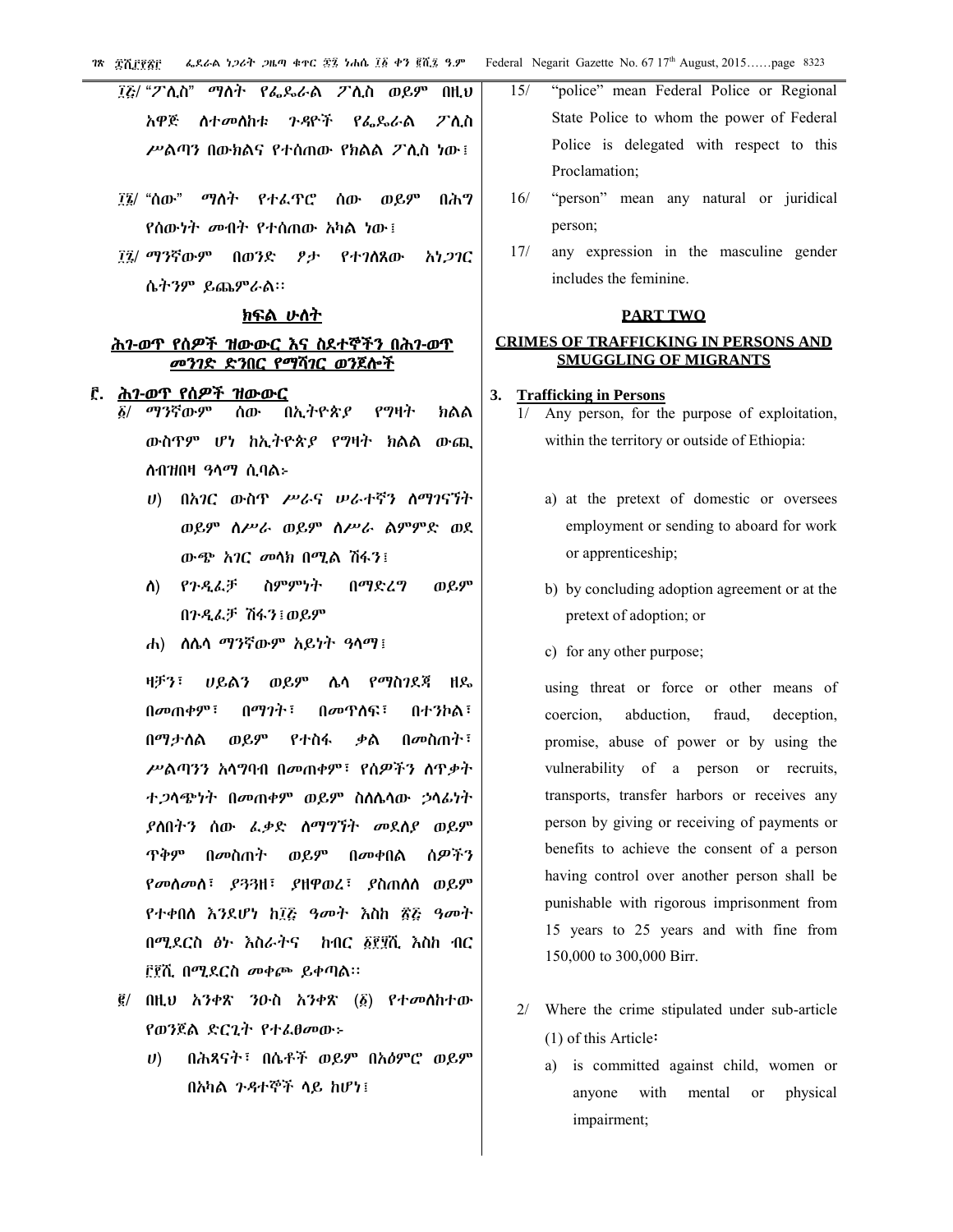፲፭/ "ፖሊስ" ማለት የፌዴራል ፖሊስ ወይም በዚህ አዋጅ ስተመለከቱ ጉዳዮች የፌዴራል ፖሊስ ሥልጣን በውክልና የተሰጠው የክልል ፖሊስ ነው፤

፲፮/ "ሰው" ማለት የተፈጥሮ ሰው ወይም በሕግ የሰውነት መብት የተሰጠው አካል ነው፤

፲፯/ ማንኛውም በወንድ ፆታ የተገለጸው አነጋገር ሴትንም ይጨምራል፡፡

## ክፍል ሁለት

## ሕገ-ወጥ የሰዎች ዝውውር እና ስደተኞችን በሕገ-ወጥ መንገድ ድንበር የማሻገር ወንጀሎች

### ፫. ሕገ-ወጥ የሰዎች ዝውውር

፩/ ማንኛውም ሰው በኢትዮጵያ የግዛት ክልል ውስጥም ሆነ ከኢትዮጵያ የግዛት ክልል ውጪ ለብዝበዛ ዓላማ ሲባል፦

ሀ) በአገር ውስጥ ሥራና ሠራተኛን ለማገናኘት ወይም ለሥራ ወይም ለሥራ ልምምድ ወደ ውጭ አገር መላክ በሚል ሽፋን፤

ለ) የጉዲፈቻ ስምምነት በማድረግ ወይም በጉዲፈቻ ሽፋን፤ወይም

ሐ) ለሌላ ማንኛውም አይነት ዓላማ፤

ዛቻን፣ ሀይልን ወይም ሌላ የማስገደጃ ዘዴ በመጠቀም፣ በማገት፣ በመጥለፍ፣ በተንኮል፣ በማታለል ወይም የተስፋ ቃል በመስጠት፣ ሥልጣንን አላግባብ በመጠቀም፣ የሰዎችን ለጥቃት ተጋላጭነት በመጠቀም ወይም ስለሌላው ኃላፊነት ያለበትን ሰው ፈቃድ ለማግኘት መደለያ ወይም ጥቅም በመስጠት ወይም በመቀበል ሰዎችን የመለመለ፣ ያጓጓዘ፣ ያዘዋወረ፣ ያስጠለለ ወይም የተቀበለ እንደሆነ ከ፲፭ ዓመት እስከ ፳፭ ዓመት በሚደርስ ፅኑ እስራትና ከብር ፩፻፶ሺ እስከ ብር ፫፻ሺ በሚደርስ መቀጮ ይቀጣል፡፡

፪/ በዚህ አንቀጽ ንዑስ አንቀጽ (፩) የተመለከተው የወንጀል ድርጊት የተፈፀመው፦

ሀ) በሕጻናት፣ በሴቶች ወይም በአዕምሮ ወይም በአካል ጉዳተኞች ላይ ከሆነ፤

15/ "police" mean Federal Police or Regional State Police to whom the power of Federal Police is delegated with respect to this Proclamation;

16/ "person" mean any natural or juridical person;

17/ any expression in the masculine gender includes the feminine.

## PART TWO

## CRIMES OF TRAFFICKING IN PERSONS AND SMUGGLING OF MIGRANTS

### 3. Trafficking in Persons

1/ Any person, for the purpose of exploitation, within the territory or outside of Ethiopia:

a) at the pretext of domestic or oversees employment or sending to aboard for work or apprenticeship;

b) by concluding adoption agreement or at the pretext of adoption; or

c) for any other purpose;

using threat or force or other means of coercion, abduction, fraud, deception, promise, abuse of power or by using the vulnerability of a person or recruits, transports, transfer harbors or receives any person by giving or receiving of payments or benefits to achieve the consent of a person having control over another person shall be punishable with rigorous imprisonment from 15 years to 25 years and with fine from 150,000 to 300,000 Birr.

2/ Where the crime stipulated under sub-article (1) of this Article፡

a) is committed against child, women or anyone with mental or physical impairment;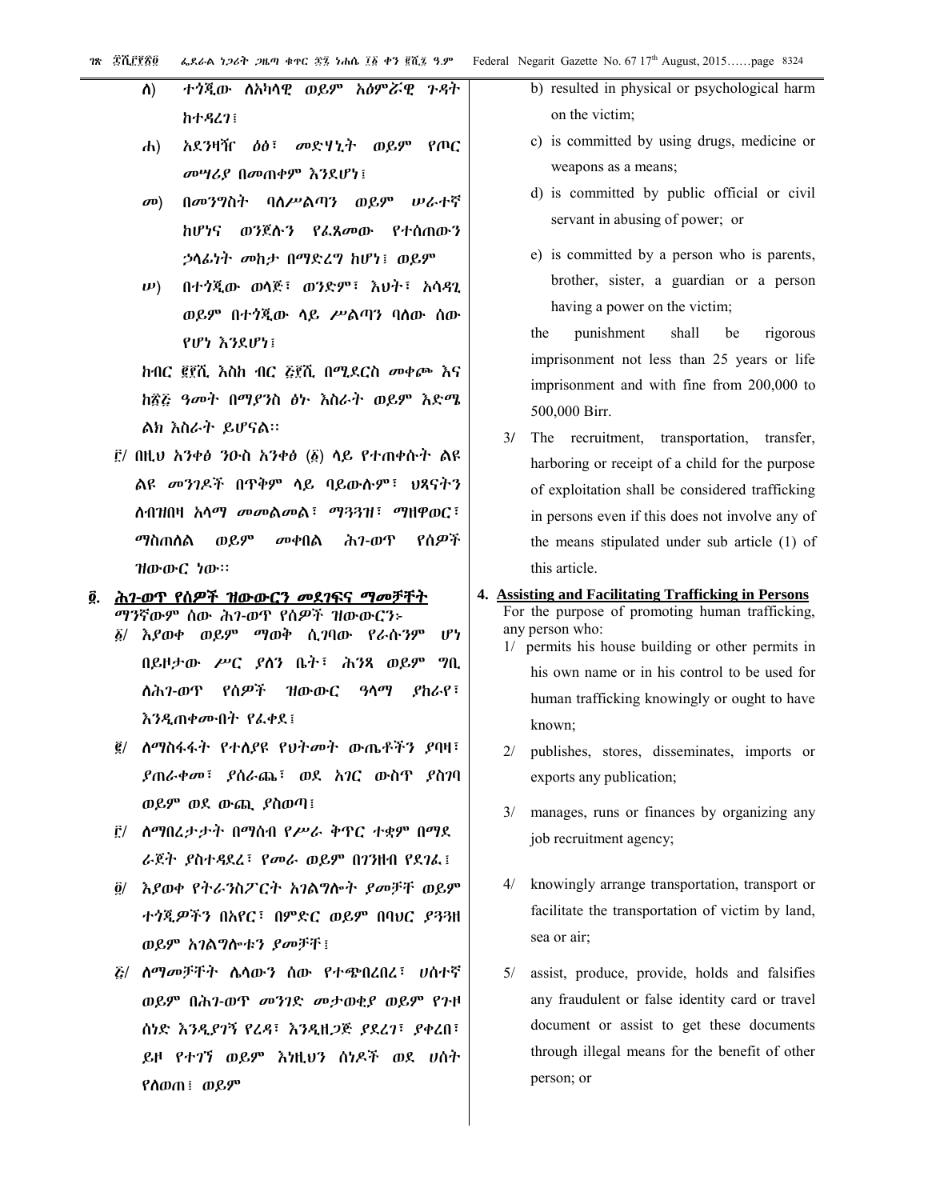ለ) ተጎጂው ለአካላዊ ወይም አዕምሯዊ ጉዳት ከተዳረገ፤

ሐ) አደንዛዥ ዕፅ፣ መድሃኒት ወይም የጦር መሣሪያ በመጠቀም እንደሆነ፤

መ) በመንግስት ባለሥልጣን ወይም ሠራተኛ ከሆነና ወንጀሉን የፈጸመው የተሰጠውን ኃላፊነት መከታ በማድረግ ከሆነ፤ ወይም

ሠ) በተጎጂው ወላጅ፣ ወንድም፣ እህት፣ አሳዳጊ ወይም በተጎጂው ላይ ሥልጣን ባለው ሰው የሆነ እንደሆነ፤

ከብር ፪፻ሺ እስከ ብር ፭፻ሺ በሚደርስ መቀጮ እና ከ፳፭ ዓመት በማያንስ ፅኑ እስራት ወይም እድሜ ልክ እስራት ይሆናል፡፡

፫/ በዚህ አንቀፅ ንዑስ አንቀፅ (፩) ላይ የተጠቀሱት ልዩ ልዩ መንገዶች በጥቅም ላይ ባይውሉም፣ ህጻናትን ለብዝበዛ አላማ መመልመል፣ ማጓጓዝ፣ ማዘዋወር፣ ማስጠለል ወይም መቀበል ሕገ-ወጥ የሰዎች ዝውውር ነው፡፡

## ፬. ሕገ-ወጥ የሰዎች ዝውውርን መደገፍና ማመቻቸት

ማንኛውም ሰው ሕገ-ወጥ የሰዎች ዝውውርን፦

፩/ እያወቀ ወይም ማወቅ ሲገባው የራሱንም ሆነ በይዞታው ሥር ያለን ቤት፣ ሕንጻ ወይም ግቢ ለሕገ-ወጥ የሰዎች ዝውውር ዓላማ ያከራየ፣ እንዲጠቀሙበት የፈቀደ፤

፪/ ለማስፋፋት የተለያዩ የህትመት ውጤቶችን ያባዛ፣ ያጠራቀመ፣ ያሰራጨ፣ ወደ አገር ውስጥ ያስገባ ወይም ወደ ውጪ ያስወጣ፤

፫/ ለማበረታታት በማሰብ የሥራ ቅጥር ተቋም በማደራጀት ያስተዳደረ፣ የመራ ወይም በገንዘብ የደገፈ፤

፬/ እያወቀ የትራንስፖርት አገልግሎት ያመቻቸ ወይም ተጎጂዎችን በአየር፣ በምድር ወይም በባህር ያጓጓዘ ወይም አገልግሎቱን ያመቻቸ፤

፭/ ለማመቻቸት ሌላውን ሰው የተጭበረበረ፣ ሀሰተኛ ወይም በሕገ-ወጥ መንገድ መታወቂያ ወይም የጉዞ ሰነድ እንዲያገኝ የረዳ፣ እንዲዘጋጅ ያደረገ፣ ያቀረበ፣ ይዞ የተገኘ ወይም እነዚህን ሰነዶች ወደ ሀሰት የለወጠ፤ ወይም

b) resulted in physical or psychological harm on the victim;

c) is committed by using drugs, medicine or weapons as a means;

d) is committed by public official or civil servant in abusing of power; or

e) is committed by a person who is parents, brother, sister, a guardian or a person having a power on the victim;

the punishment shall be rigorous imprisonment not less than 25 years or life imprisonment and with fine from 200,000 to 500,000 Birr.

3/ The recruitment, transportation, transfer, harboring or receipt of a child for the purpose of exploitation shall be considered trafficking in persons even if this does not involve any of the means stipulated under sub article (1) of this article.

## 4. Assisting and Facilitating Trafficking in Persons

For the purpose of promoting human trafficking, any person who:

1/ permits his house building or other permits in his own name or in his control to be used for human trafficking knowingly or ought to have known;

2/ publishes, stores, disseminates, imports or exports any publication;

3/ manages, runs or finances by organizing any job recruitment agency;

4/ knowingly arrange transportation, transport or facilitate the transportation of victim by land, sea or air;

5/ assist, produce, provide, holds and falsifies any fraudulent or false identity card or travel document or assist to get these documents through illegal means for the benefit of other person; or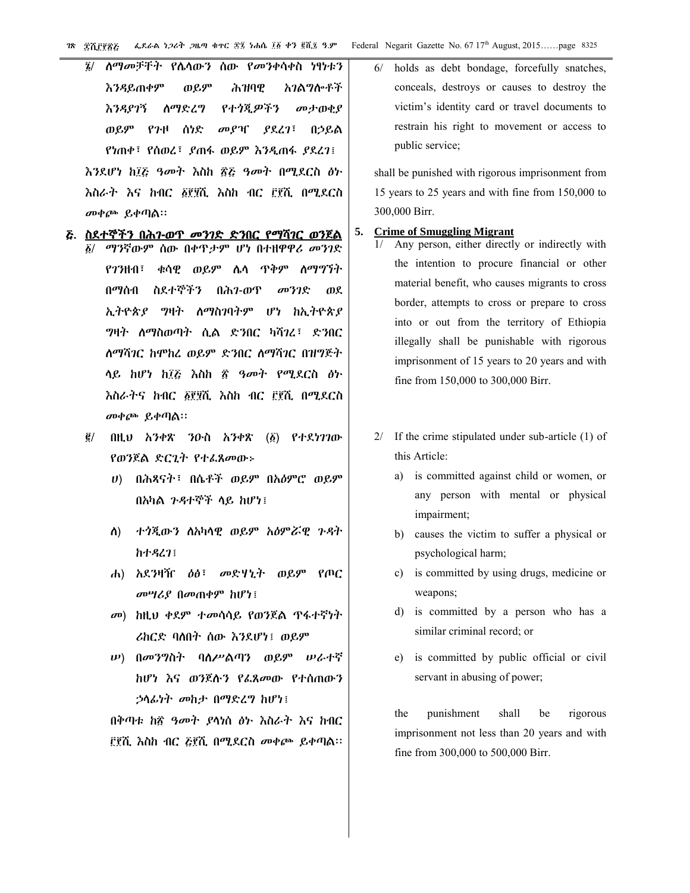፯/ ለማመቻቸት የሌላውን ሰው የመንቀሳቀስ ነፃነቱን እንዳይጠቀም ወይም ሕዝባዊ አገልግሎቶች እንዳያገኝ ለማድረግ የተጎጂዎችን መታወቂያ ወይም የጉዞ ሰነድ መያዣ ያደረገ፣ በኃይል የነጠቀ፣ የሰወረ፣ ያጠፋ ወይም እንዲጠፋ ያደረገ፤

እንደሆነ ከ፲፭ ዓመት እስከ ፳፭ ዓመት በሚደርስ ፅኑ እስራት እና ከብር ፩፻፶ሺ እስከ ብር ፫፻ሺ በሚደርስ መቀጮ ይቀጣል፡፡

## ፭. ስደተኞችን በሕገ-ወጥ መንገድ ድንበር የማሻገር ወንጀል

፩/ ማንኛውም ሰው በቀጥታም ሆነ በተዘዋዋሪ መንገድ የገንዘብ፣ ቁሳዊ ወይም ሌላ ጥቅም ለማግኘት በማሰብ ስደተኞችን በሕገ-ወጥ መንገድ ወደ ኢትዮጵያ ግዛት ለማስገባትም ሆነ ከኢትዮጵያ ግዛት ለማስወጣት ሲል ድንበር ካሻገረ፣ ድንበር ለማሻገር ከሞከረ ወይም ድንበር ለማሻገር በዝግጅት ላይ ከሆነ ከ፲፭ እስከ ፳ ዓመት የሚደርስ ፅኑ እስራትና ከብር ፩፻፶ሺ እስከ ብር ፫፻ሺ በሚደርስ መቀጮ ይቀጣል፡፡

፪/ በዚህ አንቀጽ ንዑስ አንቀጽ (፩) የተደነገገው የወንጀል ድርጊት የተፈጸመው፦

ሀ) በሕጻናት፣ በሴቶች ወይም በአዕምሮ ወይም በአካል ጉዳተኞች ላይ ከሆነ፤

ለ) ተጎጂውን ለአካላዊ ወይም አዕምሯዊ ጉዳት ከተዳረገ፤

ሐ) አደንዛዥ ዕፅ፣ መድሃኒት ወይም የጦር መሣሪያ በመጠቀም ከሆነ፤

መ) ከዚህ ቀደም ተመሳሳይ የወንጀል ጥፋተኛነት ሪከርድ ባለበት ሰው እንደሆነ፤ ወይም

ሠ) በመንግስት ባለሥልጣን ወይም ሠራተኛ ከሆነ እና ወንጀሉን የፈጸመው የተሰጠውን ኃላፊነት መከታ በማድረግ ከሆነ፤

በቅጣቱ ከ፳ ዓመት ያላነሰ ፅኑ እስራት እና ከብር ፫፻ሺ እስከ ብር ፭፻ሺ በሚደርስ መቀጮ ይቀጣል፡፡

6/ holds as debt bondage, forcefully snatches, conceals, destroys or causes to destroy the victim's identity card or travel documents to restrain his right to movement or access to public service;

shall be punished with rigorous imprisonment from 15 years to 25 years and with fine from 150,000 to 300,000 Birr.

## 5. Crime of Smuggling Migrant

1/ Any person, either directly or indirectly with the intention to procure financial or other material benefit, who causes migrants to cross border, attempts to cross or prepare to cross into or out from the territory of Ethiopia illegally shall be punishable with rigorous imprisonment of 15 years to 20 years and with fine from 150,000 to 300,000 Birr.

2/ If the crime stipulated under sub-article (1) of this Article:

a) is committed against child or women, or any person with mental or physical impairment;

b) causes the victim to suffer a physical or psychological harm;

c) is committed by using drugs, medicine or weapons;

d) is committed by a person who has a similar criminal record; or

e) is committed by public official or civil servant in abusing of power;

the punishment shall be rigorous imprisonment not less than 20 years and with fine from 300,000 to 500,000 Birr.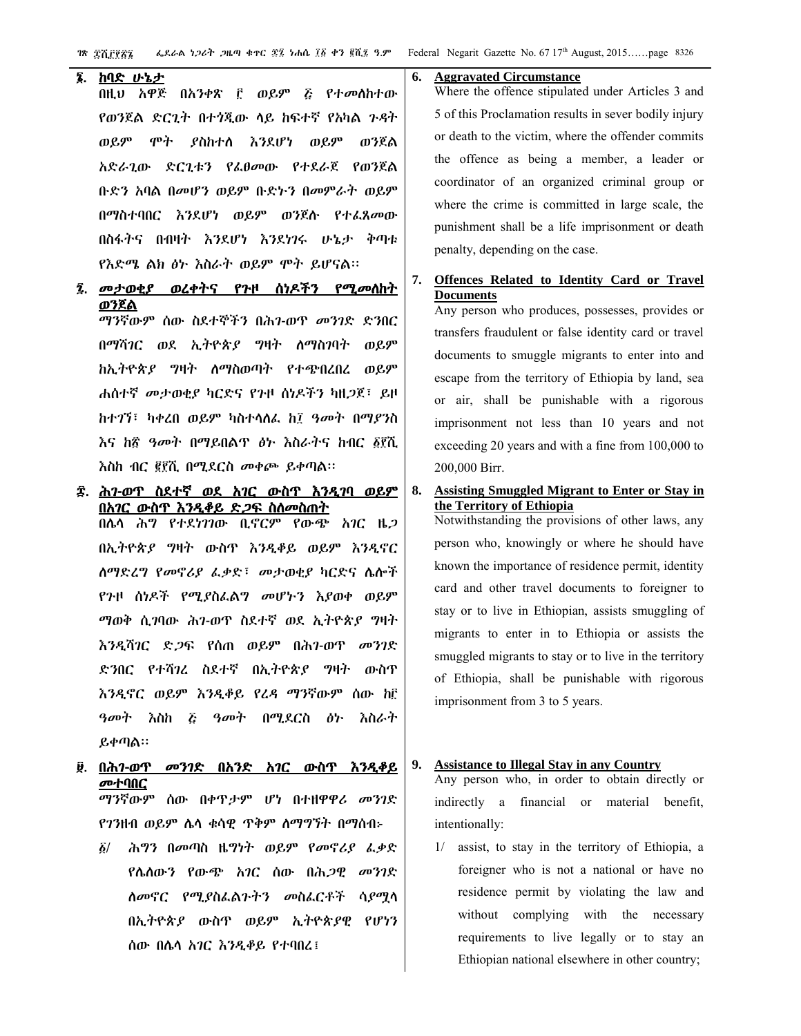## ፮. ከባድ ሁኔታ

በዚህ አዋጅ በአንቀጽ ፫ ወይም ፭ የተመለከተው የወንጀል ድርጊት በተጎጂው ላይ ከፍተኛ የአካል ጉዳት ወይም ሞት ያስከተለ እንደሆነ ወይም ወንጀል አድራጊው ድርጊቱን የፈፀመው የተደራጀ የወንጀል ቡድን አባል በመሆን ወይም ቡድኑን በመምራት ወይም በማስተባበር እንደሆነ ወይም ወንጀሉ የተፈጸመው በስፋትና በብዛት እንደሆነ እንደነገሩ ሁኔታ ቅጣቱ የእድሜ ልክ ፅኑ እስራት ወይም ሞት ይሆናል፡፡

## ፯. መታወቂያ ወረቀትና የጉዞ ሰነዶችን የሚመለከት ወንጀል

ማንኛውም ሰው ስደተኞችን በሕገ-ወጥ መንገድ ድንበር በማሻገር ወደ ኢትዮጵያ ግዛት ለማስገባት ወይም ከኢትዮጵያ ግዛት ለማስወጣት የተጭበረበረ ወይም ሐሰተኛ መታወቂያ ካርድና የጉዞ ሰነዶችን ካዘጋጀ፣ ይዞ ከተገኘ፣ ካቀረበ ወይም ካስተላለፈ ከ፲ ዓመት በማያንስ እና ከ፳ ዓመት በማይበልጥ ፅኑ እስራትና ከብር ፩፻ሺ እስከ ብር ፪፻ሺ በሚደርስ መቀጮ ይቀጣል፡፡

## ፰. ሕገ-ወጥ ስደተኛ ወደ አገር ውስጥ እንዲገባ ወይም በአገር ውስጥ እንዲቆይ ድጋፍ ስለመስጠት

በሌላ ሕግ የተደነገገው ቢኖርም የውጭ አገር ዜጋ በኢትዮጵያ ግዛት ውስጥ እንዲቆይ ወይም እንዲኖር ለማድረግ የመኖሪያ ፈቃድ፣ መታወቂያ ካርድና ሌሎች የጉዞ ሰነዶች የሚያስፈልግ መሆኑን እያወቀ ወይም ማወቅ ሲገባው ሕገ-ወጥ ስደተኛ ወደ ኢትዮጵያ ግዛት እንዲሻገር ድጋፍ የሰጠ ወይም በሕገ-ወጥ መንገድ ድንበር የተሻገረ ስደተኛ በኢትዮጵያ ግዛት ውስጥ እንዲኖር ወይም እንዲቆይ የረዳ ማንኛውም ሰው ከ፫ ዓመት እስከ ፭ ዓመት በሚደርስ ፅኑ እስራት ይቀጣል፡፡

## ፱. በሕገ-ወጥ መንገድ በአንድ አገር ውስጥ እንዲቆይ መተባበር

ማንኛውም ሰው በቀጥታም ሆነ በተዘዋዋሪ መንገድ የገንዘብ ወይም ሌላ ቁሳዊ ጥቅም ለማግኘት በማሰብ፦

፩/ ሕግን በመጣስ ዜግነት ወይም የመኖሪያ ፈቃድ የሌለውን የውጭ አገር ሰው በሕጋዊ መንገድ ለመኖር የሚያስፈልጉትን መስፈርቶች ሳያሟላ በኢትዮጵያ ውስጥ ወይም ኢትዮጵያዊ የሆነን ሰው በሌላ አገር እንዲቆይ የተባበረ፤

## 6. Aggravated Circumstance

Where the offence stipulated under Articles 3 and 5 of this Proclamation results in sever bodily injury or death to the victim, where the offender commits the offence as being a member, a leader or coordinator of an organized criminal group or where the crime is committed in large scale, the punishment shall be a life imprisonment or death penalty, depending on the case.

## 7. Offences Related to Identity Card or Travel Documents

Any person who produces, possesses, provides or transfers fraudulent or false identity card or travel documents to smuggle migrants to enter into and escape from the territory of Ethiopia by land, sea or air, shall be punishable with a rigorous imprisonment not less than 10 years and not exceeding 20 years and with a fine from 100,000 to 200,000 Birr.

## 8. Assisting Smuggled Migrant to Enter or Stay in the Territory of Ethiopia

Notwithstanding the provisions of other laws, any person who, knowingly or where he should have known the importance of residence permit, identity card and other travel documents to foreigner to stay or to live in Ethiopian, assists smuggling of migrants to enter in to Ethiopia or assists the smuggled migrants to stay or to live in the territory of Ethiopia, shall be punishable with rigorous imprisonment from 3 to 5 years.

## 9. Assistance to Illegal Stay in any Country

Any person who, in order to obtain directly or indirectly a financial or material benefit, intentionally:

1/ assist, to stay in the territory of Ethiopia, a foreigner who is not a national or have no residence permit by violating the law and without complying with the necessary requirements to live legally or to stay an Ethiopian national elsewhere in other country;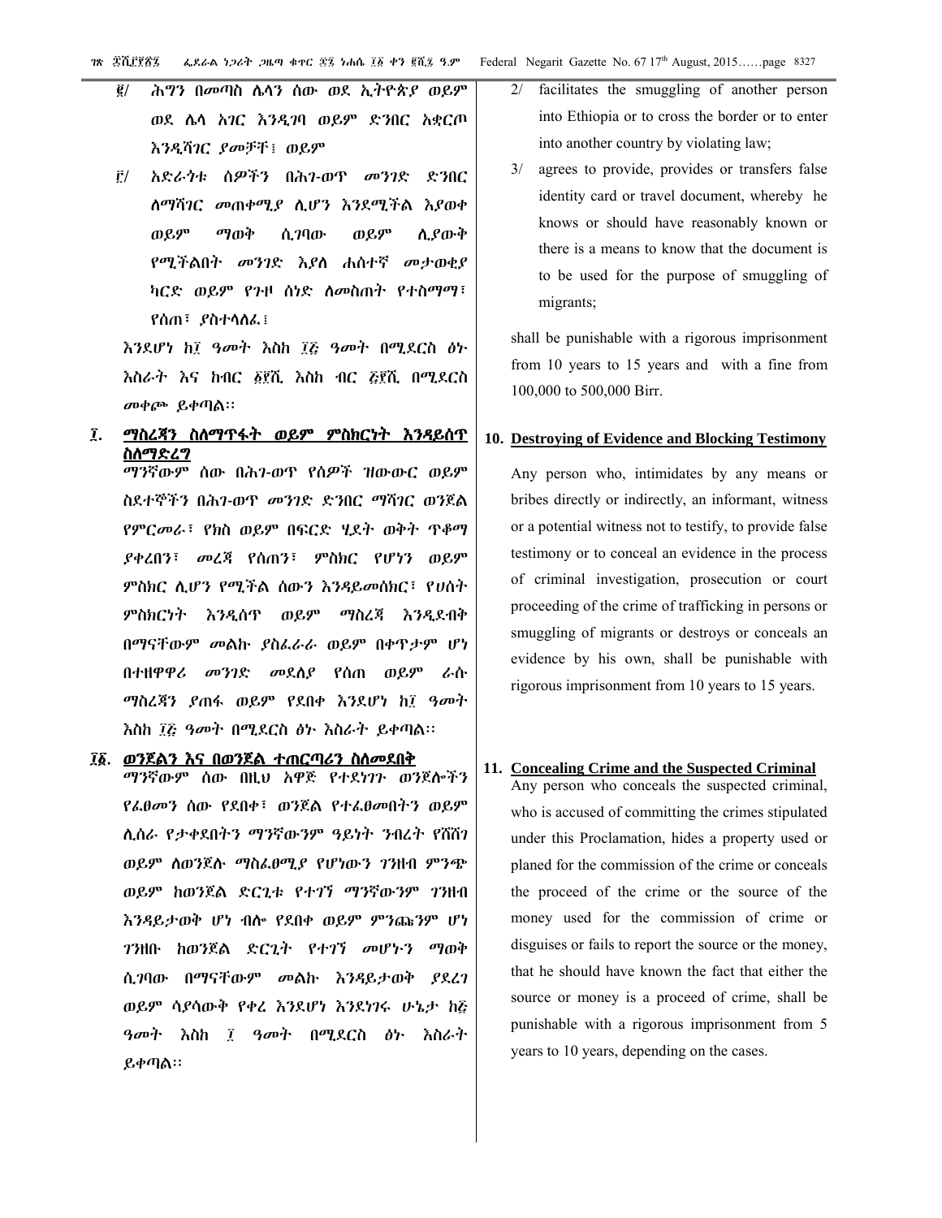፪/ ሕግን በመጣስ ሌላን ሰው ወደ ኢትዮጵያ ወይም ወደ ሌላ አገር እንዲገባ ወይም ድንበር አቋርጦ እንዲሻገር ያመቻቸ፤ ወይም

፫/ አድራጎቱ ሰዎችን በሕገ-ወጥ መንገድ ድንበር ለማሻገር መጠቀሚያ ሊሆን እንደሚችል እያወቀ ወይም ማወቅ ሲገባው ወይም ሊያውቅ የሚችልበት መንገድ እያለ ሐሰተኛ መታወቂያ ካርድ ወይም የጉዞ ሰነድ ለመስጠት የተስማማ፣ የሰጠ፣ ያስተላለፈ፤

እንደሆነ ከ፲ ዓመት እስከ ፲፭ ዓመት በሚደርስ ፅኑ እስራት እና ከብር ፩፻ሺ እስከ ብር ፭፻ሺ በሚደርስ መቀጮ ይቀጣል፡፡

## ፲. ማስረጃን ስለማጥፋት ወይም ምስክርነት እንዳይሰጥ ስለማድረግ

ማንኛውም ሰው በሕገ-ወጥ የሰዎች ዝውውር ወይም ስደተኞችን በሕገ-ወጥ መንገድ ድንበር ማሻገር ወንጀል የምርመራ፣ የክስ ወይም በፍርድ ሂደት ወቅት ጥቆማ ያቀረበን፣ መረጃ የሰጠን፣ ምስክር የሆነን ወይም ምስክር ሊሆን የሚችል ሰውን እንዳይመሰክር፣ የሀሰት ምስክርነት እንዲሰጥ ወይም ማስረጃ እንዲደብቅ በማናቸውም መልኩ ያስፈራራ ወይም በቀጥታም ሆነ በተዘዋዋሪ መንገድ መደለያ የሰጠ ወይም ራሱ ማስረጃን ያጠፋ ወይም የደበቀ እንደሆነ ከ፲ ዓመት እስከ ፲፭ ዓመት በሚደርስ ፅኑ እስራት ይቀጣል፡፡

## ፲፩. ወንጀልን እና በወንጀል ተጠርጣሪን ስለመደበቅ

ማንኛውም ሰው በዚህ አዋጅ የተደነገጉ ወንጀሎችን የፈፀመን ሰው የደበቀ፣ ወንጀል የተፈፀመበትን ወይም ሊሰራ የታቀደበትን ማንኛውንም ዓይነት ንብረት የሸሸገ ወይም ለወንጀሉ ማስፈፀሚያ የሆነውን ገንዘብ ምንጭ ወይም ከወንጀል ድርጊቱ የተገኘ ማንኛውንም ገንዘብ እንዳይታወቅ ሆን ብሎ የደበቀ ወይም ምንጩንም ሆነ ገንዘቡ ከወንጀል ድርጊት የተገኘ መሆኑን ማወቅ ሲገባው በማናቸውም መልኩ እንዳይታወቅ ያደረገ ወይም ሳያሳውቅ የቀረ እንደሆነ እንደነገሩ ሁኔታ ከ፭ ዓመት እስከ ፲ ዓመት በሚደርስ ፅኑ እስራት ይቀጣል፡፡

2/ facilitates the smuggling of another person into Ethiopia or to cross the border or to enter into another country by violating law;

3/ agrees to provide, provides or transfers false identity card or travel document, whereby he knows or should have reasonably known or there is a means to know that the document is to be used for the purpose of smuggling of migrants;

shall be punishable with a rigorous imprisonment from 10 years to 15 years and with a fine from 100,000 to 500,000 Birr.

## 10. Destroying of Evidence and Blocking Testimony

Any person who, intimidates by any means or bribes directly or indirectly, an informant, witness or a potential witness not to testify, to provide false testimony or to conceal an evidence in the process of criminal investigation, prosecution or court proceeding of the crime of trafficking in persons or smuggling of migrants or destroys or conceals an evidence by his own, shall be punishable with rigorous imprisonment from 10 years to 15 years.

## 11. Concealing Crime and the Suspected Criminal

Any person who conceals the suspected criminal, who is accused of committing the crimes stipulated under this Proclamation, hides a property used or planed for the commission of the crime or conceals the proceed of the crime or the source of the money used for the commission of crime or disguises or fails to report the source or the money, that he should have known the fact that either the source or money is a proceed of crime, shall be punishable with a rigorous imprisonment from 5 years to 10 years, depending on the cases.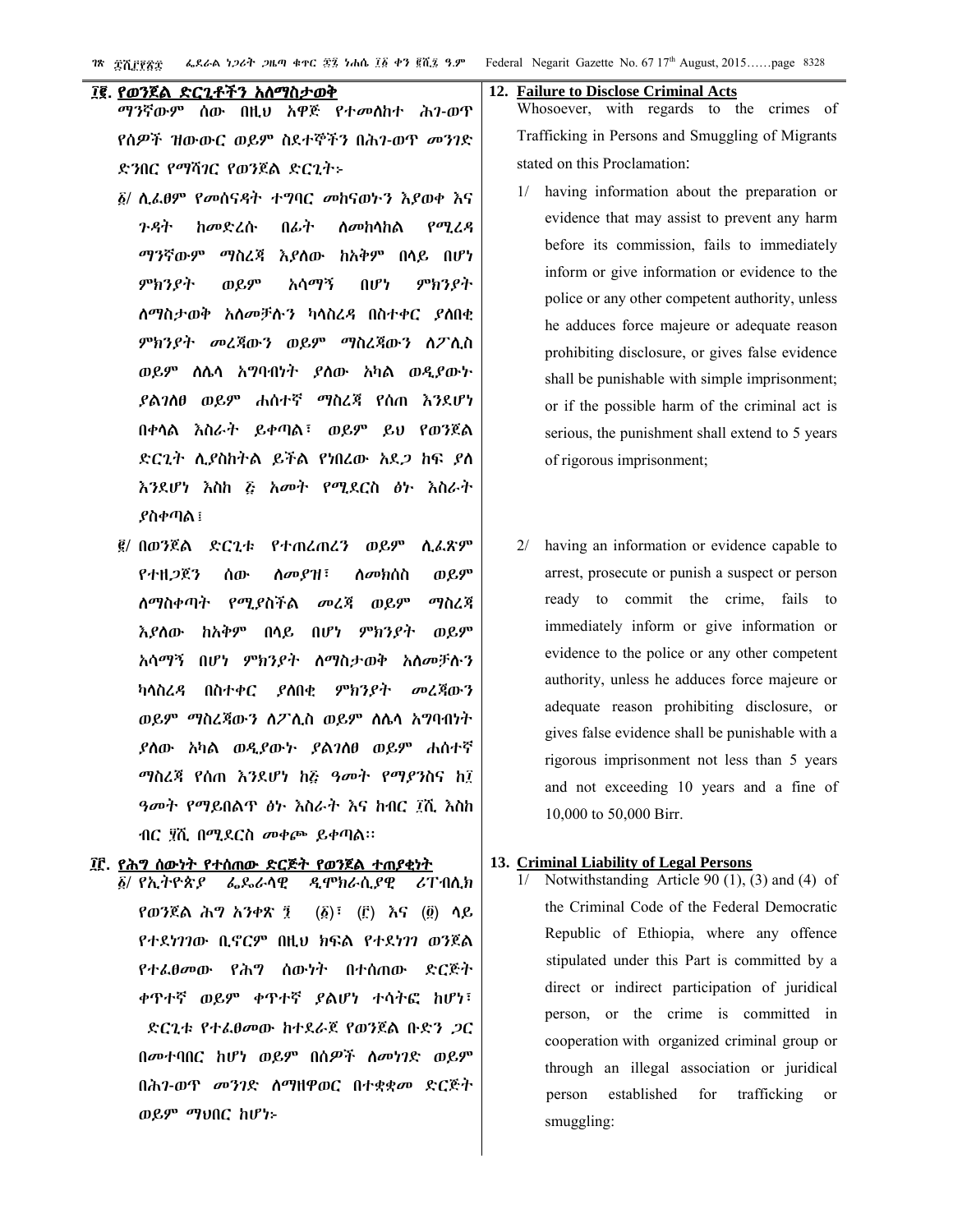## ፲፪. የወንጀል ድርጊቶችን አለማስታወቅ

ማንኛውም ሰው በዚህ አዋጅ የተመለከተ ሕገ-ወጥ የሰዎች ዝውውር ወይም ስደተኞችን በሕገ-ወጥ መንገድ ድንበር የማሻገር የወንጀል ድርጊት፦

፩/ ሊፈፀም የመሰናዳት ተግባር መከናወኑን እያወቀ እና ጉዳት ከመድረሱ በፊት ለመከላከል የሚረዳ ማንኛውም ማስረጃ እያለው ከአቅም በላይ በሆነ ምክንያት ወይም አሳማኝ በሆነ ምክንያት ለማስታወቅ አለመቻሉን ካላስረዳ በስተቀር ያለበቂ ምክንያት መረጃውን ወይም ማስረጃውን ለፖሊስ ወይም ለሌላ አግባብነት ያለው አካል ወዲያውኑ ያልገለፀ ወይም ሐሰተኛ ማስረጃ የሰጠ እንደሆነ በቀላል እስራት ይቀጣል፣ ወይም ይህ የወንጀል ድርጊት ሊያስከትል ይችል የነበረው አደጋ ከፍ ያለ እንደሆነ እስከ ፭ አመት የሚደርስ ፅኑ እስራት ያስቀጣል፤

፪/ በወንጀል ድርጊቱ የተጠረጠረን ወይም ሊፈጽም የተዘጋጀን ሰው ለመያዝ፣ ለመክሰስ ወይም ለማስቀጣት የሚያስችል መረጃ ወይም ማስረጃ እያለው ከአቅም በላይ በሆነ ምክንያት ወይም አሳማኝ በሆነ ምክንያት ለማስታወቅ አለመቻሉን ካላስረዳ በስተቀር ያለበቂ ምክንያት መረጃውን ወይም ማስረጃውን ለፖሊስ ወይም ለሌላ አግባብነት ያለው አካል ወዲያውኑ ያልገለፀ ወይም ሐሰተኛ ማስረጃ የሰጠ እንደሆነ ከ፭ ዓመት የማያንስና ከ፲ ዓመት የማይበልጥ ፅኑ እስራት እና ከብር ፲ሺ እስከ ብር ፶ሺ በሚደርስ መቀጮ ይቀጣል።

## ፲፫. የሕግ ሰውነት የተሰጠው ድርጅት የወንጀል ተጠያቂነት

፩/ የኢትዮጵያ ፌዴራላዊ ዲሞክራሲያዊ ሪፐብሊክ የወንጀል ሕግ አንቀጽ ፺ (፩)፣ (፫) እና (፬) ላይ የተደነገገው ቢኖርም በዚህ ክፍል የተደነገገ ወንጀል የተፈፀመው የሕግ ሰውነት በተሰጠው ድርጅት ቀጥተኛ ወይም ቀጥተኛ ያልሆነ ተሳትፎ ከሆነ፣ ድርጊቱ የተፈፀመው ከተደራጀ የወንጀል ቡድን ጋር በመተባበር ከሆነ ወይም በሰዎች ለመነገድ ወይም በሕገ-ወጥ መንገድ ለማዘዋወር በተቋቋመ ድርጅት ወይም ማህበር ከሆነ፦

## 12. Failure to Disclose Criminal Acts

Whosoever, with regards to the crimes of Trafficking in Persons and Smuggling of Migrants stated on this Proclamation:

1/ having information about the preparation or evidence that may assist to prevent any harm before its commission, fails to immediately inform or give information or evidence to the police or any other competent authority, unless he adduces force majeure or adequate reason prohibiting disclosure, or gives false evidence shall be punishable with simple imprisonment; or if the possible harm of the criminal act is serious, the punishment shall extend to 5 years of rigorous imprisonment;

2/ having an information or evidence capable to arrest, prosecute or punish a suspect or person ready to commit the crime, fails to immediately inform or give information or evidence to the police or any other competent authority, unless he adduces force majeure or adequate reason prohibiting disclosure, or gives false evidence shall be punishable with a rigorous imprisonment not less than 5 years and not exceeding 10 years and a fine of 10,000 to 50,000 Birr.

## 13. Criminal Liability of Legal Persons

1/ Notwithstanding Article 90 (1), (3) and (4) of the Criminal Code of the Federal Democratic Republic of Ethiopia, where any offence stipulated under this Part is committed by a direct or indirect participation of juridical person, or the crime is committed in cooperation with organized criminal group or through an illegal association or juridical person established for trafficking or smuggling: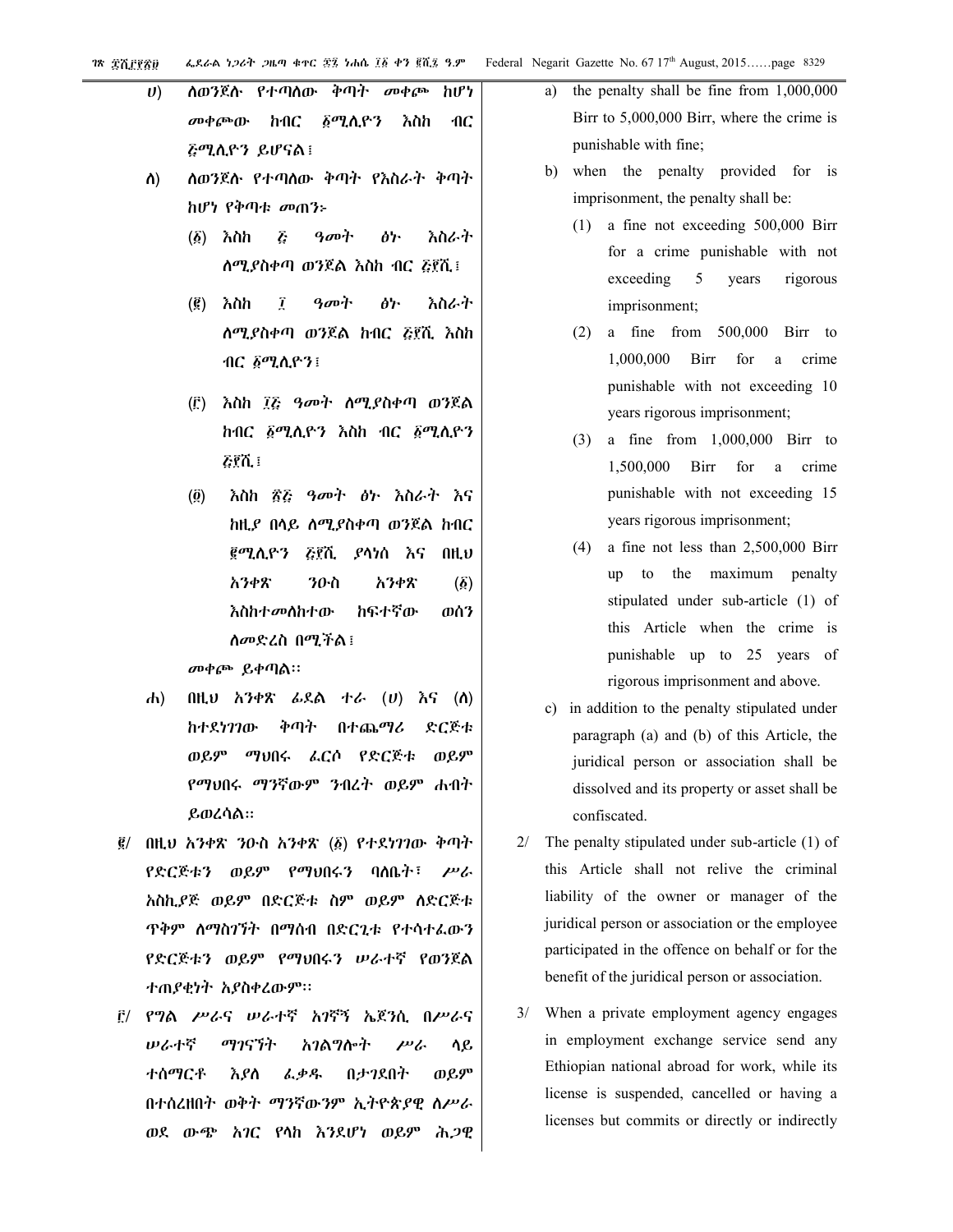ሀ) ለወንጀሉ የተጣለው ቅጣት መቀጮ ከሆነ መቀጮው ከብር ፩ሚሊዮን እስከ ብር ፭ሚሊዮን ይሆናል፤

ለ) ለወንጀሉ የተጣለው ቅጣት የእስራት ቅጣት ከሆነ የቅጣቱ መጠን፦

(፩) እስከ ፭ ዓመት ፅኑ እስራት ለሚያስቀጣ ወንጀል እስከ ብር ፭፻ሺ፤

(፪) እስከ ፲ ዓመት ፅኑ እስራት ለሚያስቀጣ ወንጀል ከብር ፭፻ሺ እስከ ብር ፩ሚሊዮን፤

(፫) እስከ ፲፭ ዓመት ለሚያስቀጣ ወንጀል ከብር ፩ሚሊዮን እስከ ብር ፩ሚሊዮን ፭፻ሺ፤

(፬) እስከ ፳፭ ዓመት ፅኑ እስራት እና ከዚያ በላይ ለሚያስቀጣ ወንጀል ከብር ፪ሚሊዮን ፭፻ሺ ያላነሰ እና በዚህ አንቀጽ ንዑስ አንቀጽ (፩) እስከተመለከተው ከፍተኛው ወሰን ለመድረስ በሚችል፤

መቀጮ ይቀጣል።

ሐ) በዚህ አንቀጽ ፊደል ተራ (ሀ) እና (ለ) ከተደነገገው ቅጣት በተጨማሪ ድርጅቱ ወይም ማህበሩ ፈርሶ የድርጅቱ ወይም የማህበሩ ማንኛውም ንብረት ወይም ሐብት ይወረሳል።

፪/ በዚህ አንቀጽ ንዑስ አንቀጽ (፩) የተደነገገው ቅጣት የድርጅቱን ወይም የማህበሩን ባለቤት፣ ሥራ አስኪያጅ ወይም በድርጅቱ ስም ወይም ለድርጅቱ ጥቅም ለማስገኘት በማሰብ በድርጊቱ የተሳተፈውን የድርጅቱን ወይም የማህበሩን ሠራተኛ የወንጀል ተጠያቂነት አያስቀረውም።

፫/ የግል ሥራና ሠራተኛ አገናኝ ኤጀንሲ በሥራና ሠራተኛ ማገናኘት አገልግሎት ሥራ ላይ ተሰማርቶ እያለ ፈቃዱ በታገደበት ወይም በተሰረዘበት ወቅት ማንኛውንም ኢትዮጵያዊ ለሥራ ወደ ውጭ አገር የላከ እንደሆነ ወይም ሕጋዊ

a) the penalty shall be fine from 1,000,000 Birr to 5,000,000 Birr, where the crime is punishable with fine;

b) when the penalty provided for is imprisonment, the penalty shall be:

(1) a fine not exceeding 500,000 Birr for a crime punishable with not exceeding 5 years rigorous imprisonment;

(2) a fine from 500,000 Birr to 1,000,000 Birr for a crime punishable with not exceeding 10 years rigorous imprisonment;

(3) a fine from 1,000,000 Birr to 1,500,000 Birr for a crime punishable with not exceeding 15 years rigorous imprisonment;

(4) a fine not less than 2,500,000 Birr up to the maximum penalty stipulated under sub-article (1) of this Article when the crime is punishable up to 25 years of rigorous imprisonment and above.

c) in addition to the penalty stipulated under paragraph (a) and (b) of this Article, the juridical person or association shall be dissolved and its property or asset shall be confiscated.

2/ The penalty stipulated under sub-article (1) of this Article shall not relive the criminal liability of the owner or manager of the juridical person or association or the employee participated in the offence on behalf or for the benefit of the juridical person or association.

3/ When a private employment agency engages in employment exchange service send any Ethiopian national abroad for work, while its license is suspended, cancelled or having a licenses but commits or directly or indirectly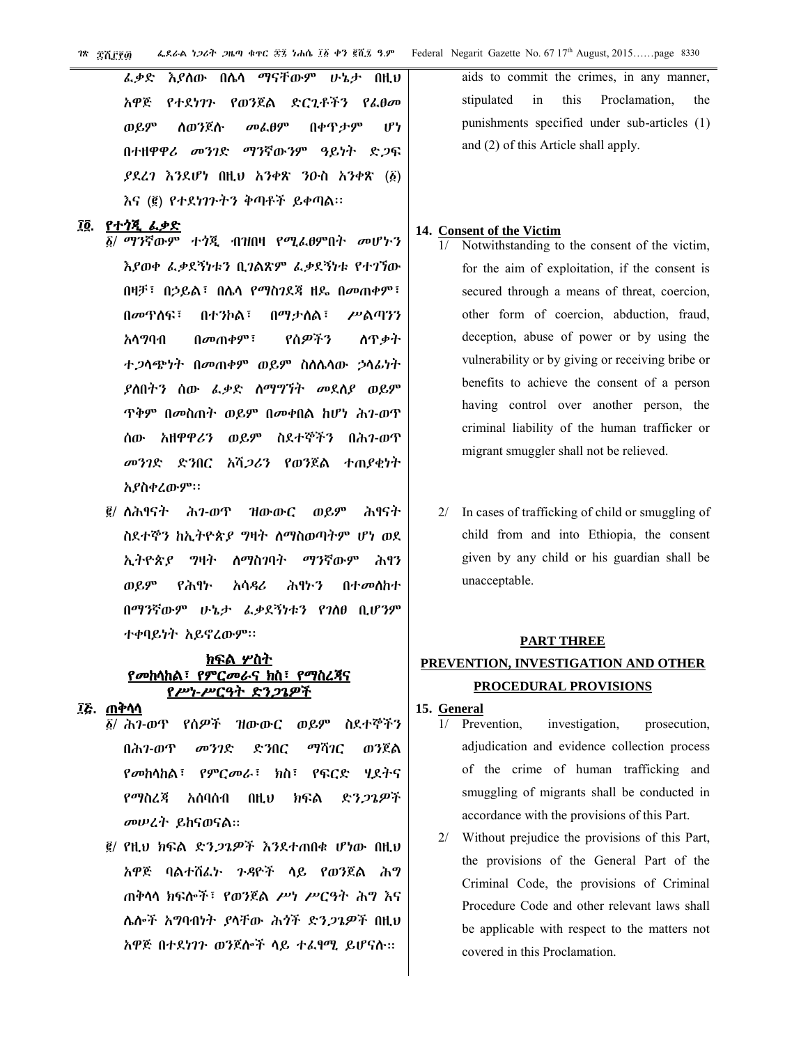ፈቃድ እያለው በሌላ ማናቸውም ሁኔታ በዚህ አዋጅ የተደነገጉ የወንጀል ድርጊቶችን የፈፀመ ወይም ለወንጀሉ መፈፀም በቀጥታም ሆነ በተዘዋዋሪ መንገድ ማንኛውንም ዓይነት ድጋፍ ያደረገ እንደሆነ በዚህ አንቀጽ ንዑስ አንቀጽ (፩) እና (፪) የተደነገጉትን ቅጣቶች ይቀጣል፡፡

aids to commit the crimes, in any manner, stipulated in this Proclamation, the punishments specified under sub-articles (1) and (2) of this Article shall apply.

## ፲፬. የተጎጂ ፈቃድ

፩/ ማንኛውም ተጎጂ ብዝበዛ የሚፈፀምበት መሆኑን እያወቀ ፈቃደኝነቱን ቢገልጽም ፈቃደኝነቱ የተገኘው በዛቻ፣ በኃይል፣ በሌላ የማስገደጃ ዘዴ በመጠቀም፣ በመጥለፍ፣ በተንኮል፣ በማታለል፣ ሥልጣንን አላግባብ በመጠቀም፣ የሰዎችን ለጥቃት ተጋላጭነት በመጠቀም ወይም ስለሌላው ኃላፊነት ያለበትን ሰው ፈቃድ ለማግኘት መደለያ ወይም ጥቅም በመስጠት ወይም በመቀበል ከሆነ ሕገ-ወጥ ሰው አዘዋዋሪን ወይም ስደተኞችን በሕገ-ወጥ መንገድ ድንበር አሻጋሪን የወንጀል ተጠያቂነት አያስቀረውም፡፡

፪/ ለሕፃናት ሕገ-ወጥ ዝውውር ወይም ሕፃናት ስደተኞን ከኢትዮጵያ ግዛት ለማስወጣትም ሆነ ወደ ኢትዮጵያ ግዛት ለማስገባት ማንኛውም ሕፃን ወይም የሕፃኑ አሳዳሪ ሕፃኑን በተመለከተ በማንኛውም ሁኔታ ፈቃደኝነቱን የገለፀ ቢሆንም ተቀባይነት አይኖረውም፡፡

## 14. Consent of the Victim

1/ Notwithstanding to the consent of the victim, for the aim of exploitation, if the consent is secured through a means of threat, coercion, other form of coercion, abduction, fraud, deception, abuse of power or by using the vulnerability or by giving or receiving bribe or benefits to achieve the consent of a person having control over another person, the criminal liability of the human trafficker or migrant smuggler shall not be relieved.

2/ In cases of trafficking of child or smuggling of child from and into Ethiopia, the consent given by any child or his guardian shall be unacceptable.

# ክፍል ሦስት
# የመከላከል፣ የምርመራና ክስ፣ የማስረጃና የሥነ-ሥርዓት ድንጋጌዎች

# PART THREE
# PREVENTION, INVESTIGATION AND OTHER PROCEDURAL PROVISIONS

## ፲፭. ጠቅላላ

፩/ ሕገ-ወጥ የሰዎች ዝውውር ወይም ስደተኞችን በሕገ-ወጥ መንገድ ድንበር ማሻገር ወንጀል የመከላከል፣ የምርመራ፣ ክስ፣ የፍርድ ሂደትና የማስረጃ አሰባሰብ በዚህ ክፍል ድንጋጌዎች መሠረት ይከናወናል፡፡

፪/ የዚህ ክፍል ድንጋጌዎች እንደተጠበቁ ሆነው በዚህ አዋጅ ባልተሸፈኑ ጉዳዮች ላይ የወንጀል ሕግ ጠቅላላ ክፍሎች፣ የወንጀል ሥነ ሥርዓት ሕግ እና ሌሎች አግባብነት ያላቸው ሕጎች ድንጋጌዎች በዚህ አዋጅ በተደነገጉ ወንጀሎች ላይ ተፈፃሚ ይሆናሉ፡፡

## 15. General

1/ Prevention, investigation, prosecution, adjudication and evidence collection process of the crime of human trafficking and smuggling of migrants shall be conducted in accordance with the provisions of this Part.

2/ Without prejudice the provisions of this Part, the provisions of the General Part of the Criminal Code, the provisions of Criminal Procedure Code and other relevant laws shall be applicable with respect to the matters not covered in this Proclamation.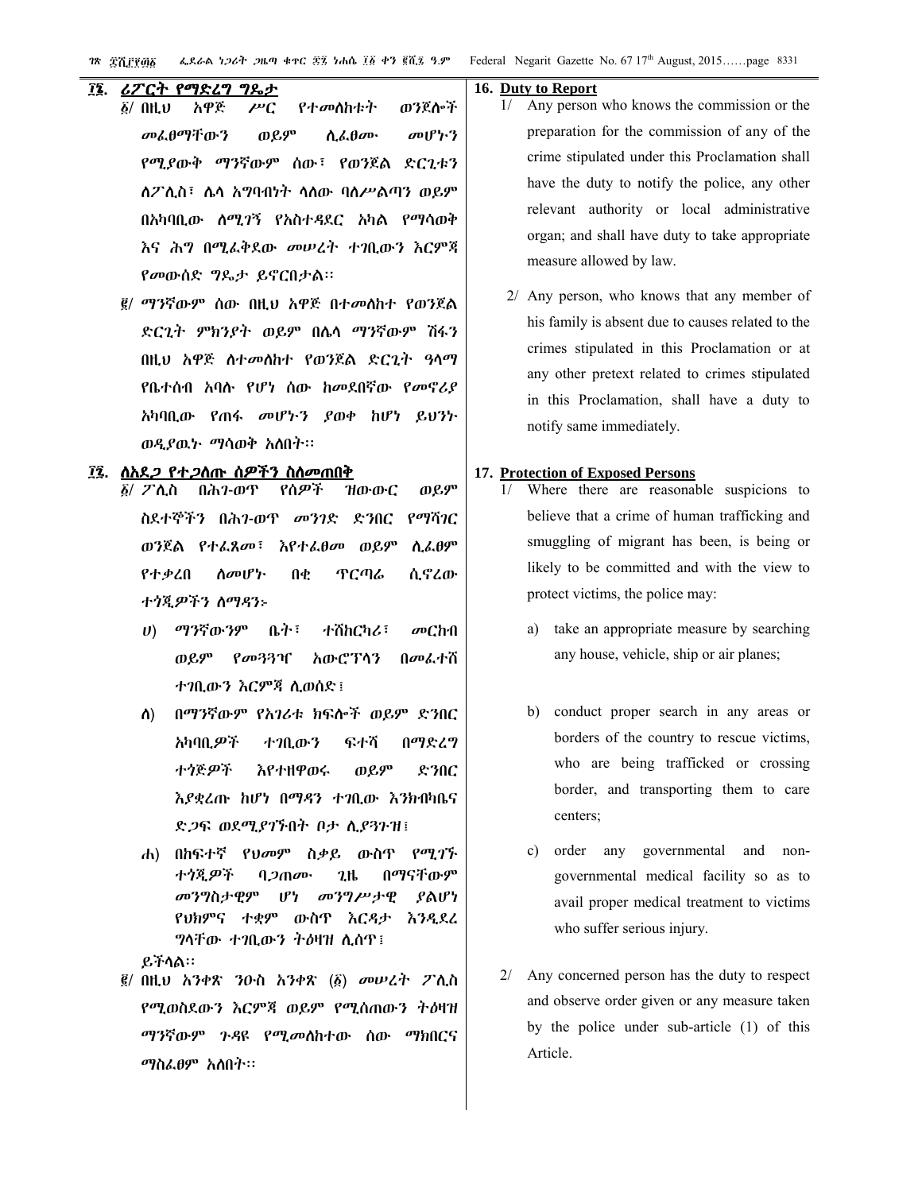## ፲፮. ሪፖርት የማድረግ ግዴታ

፩/ በዚህ አዋጅ ሥር የተመለከቱት ወንጀሎች መፈፀማቸውን ወይም ሊፈፀሙ መሆኑን የሚያውቅ ማንኛውም ሰው፣ የወንጀል ድርጊቱን ለፖሊስ፣ ሌላ አግባብነት ላለው ባለሥልጣን ወይም በአካባቢው ለሚገኝ የአስተዳደር አካል የማሳወቅ እና ሕግ በሚፈቅደው መሠረት ተገቢውን እርምጃ የመውሰድ ግዴታ ይኖርበታል፡፡

፪/ ማንኛውም ሰው በዚህ አዋጅ በተመለከተ የወንጀል ድርጊት ምክንያት ወይም በሌላ ማንኛውም ሽፋን በዚህ አዋጅ ለተመለከተ የወንጀል ድርጊት ዓላማ የቤተሰብ አባሉ የሆነ ሰው ከመደበኛው የመኖሪያ አካባቢው የጠፋ መሆኑን ያወቀ ከሆነ ይህንኑ ወዲያዉኑ ማሳወቅ አለበት፡፡

## ፲፯. ለአደጋ የተጋለጡ ሰዎችን ስለመጠበቅ

፩/ ፖሊስ በሕገ-ወጥ የሰዎች ዝውውር ወይም ስደተኞችን በሕገ-ወጥ መንገድ ድንበር የማሻገር ወንጀል የተፈጸመ፣ እየተፈፀመ ወይም ሊፈፀም የተቃረበ ስለመሆኑ በቂ ጥርጣሬ ሲኖረው ተጎጂዎችን ለማዳን፦

ሀ) ማንኛውንም ቤት፣ ተሽከርካሪ፣ መርከብ ወይም የመጓጓዣ አውሮፕላን በመፈተሽ ተገቢውን እርምጃ ሊወስድ፤

ለ) በማንኛውም የአገሪቱ ክፍሎች ወይም ድንበር አካባቢዎች ተገቢውን ፍተሻ በማድረግ ተጎጅዎች እየተዘዋወሩ ወይም ድንበር እያቋረጡ ከሆነ በማዳን ተገቢው እንክብካቤና ድጋፍ ወደሚያገኙበት ቦታ ሊያጓጉዝ፤

ሐ) በከፍተኛ የህመም ስቃይ ውስጥ የሚገኙ ተጎጂዎች ባጋጠሙ ጊዜ በማናቸውም መንግስታዊም ሆነ መንግሥታዊ ያልሆነ የህክምና ተቋም ውስጥ እርዳታ እንዲደረ ግላቸው ተገቢውን ትዕዛዝ ሊሰጥ፤

ይችላል፡፡

፪/ በዚህ አንቀጽ ንዑስ አንቀጽ (፩) መሠረት ፖሊስ የሚወስደውን እርምጃ ወይም የሚሰጠውን ትዕዛዝ ማንኛውም ጉዳዩ የሚመለከተው ሰው ማክበርና ማስፈፀም አለበት፡፡

## 16. Duty to Report

1/ Any person who knows the commission or the preparation for the commission of any of the crime stipulated under this Proclamation shall have the duty to notify the police, any other relevant authority or local administrative organ; and shall have duty to take appropriate measure allowed by law.

2/ Any person, who knows that any member of his family is absent due to causes related to the crimes stipulated in this Proclamation or at any other pretext related to crimes stipulated in this Proclamation, shall have a duty to notify same immediately.

## 17. Protection of Exposed Persons

1/ Where there are reasonable suspicions to believe that a crime of human trafficking and smuggling of migrant has been, is being or likely to be committed and with the view to protect victims, the police may:

a) take an appropriate measure by searching any house, vehicle, ship or air planes;

b) conduct proper search in any areas or borders of the country to rescue victims, who are being trafficked or crossing border, and transporting them to care centers;

c) order any governmental and non-governmental medical facility so as to avail proper medical treatment to victims who suffer serious injury.

2/ Any concerned person has the duty to respect and observe order given or any measure taken by the police under sub-article (1) of this Article.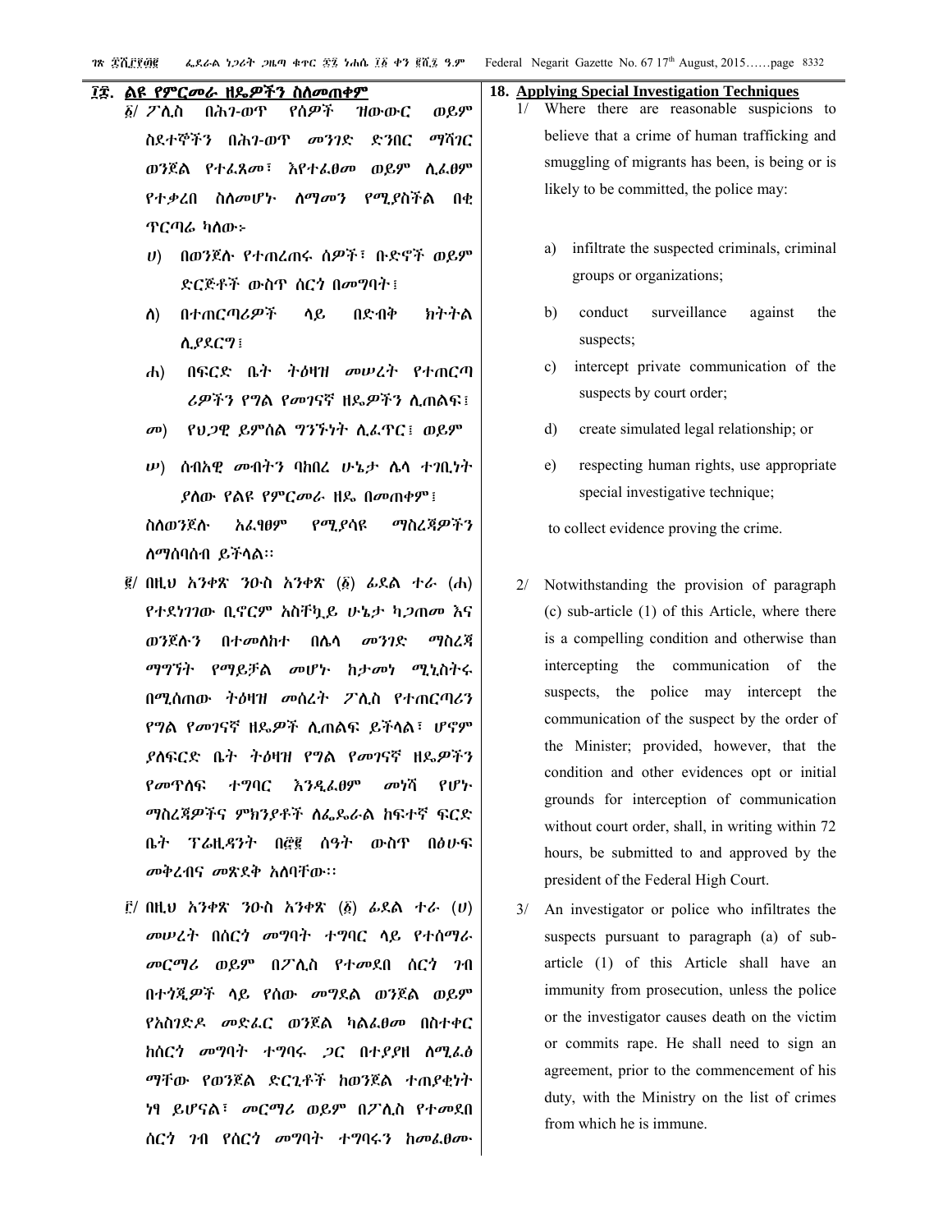## ፲፰. ልዩ የምርመራ ዘዴዎችን ስለመጠቀም

፩/ ፖሊስ በሕገ-ወጥ የሰዎች ዝውውር ወይም ስደተኞችን በሕገ-ወጥ መንገድ ድንበር ማሻገር ወንጀል የተፈጸመ፣ እየተፈፀመ ወይም ሊፈፀም የተቃረበ ስለመሆኑ ለማመን የሚያስችል በቂ ጥርጣሬ ካለው፦

ሀ) በወንጀሉ የተጠረጠሩ ሰዎች፣ ቡድኖች ወይም ድርጅቶች ውስጥ ሰርጎ በመግባት፤

ለ) በተጠርጣሪዎች ላይ በድብቅ ክትትል ሊያደርግ፤

ሐ) በፍርድ ቤት ትዕዛዝ መሠረት የተጠርጣሪዎችን የግል የመገናኛ ዘዴዎችን ሊጠልፍ፤

መ) የህጋዊ ይምሰል ግንኙነት ሊፈጥር፤ ወይም

ሠ) ሰብአዊ መብትን ባከበረ ሁኔታ ሌላ ተገቢነት ያለው የልዩ የምርመራ ዘዴ በመጠቀም፤

ስለወንጀሉ አፈፃፀም የሚያሳዩ ማስረጃዎችን ለማሰባሰብ ይችላል፡፡

፪/ በዚህ አንቀጽ ንዑስ አንቀጽ (፩) ፊደል ተራ (ሐ) የተደነገገው ቢኖርም አስቸኳይ ሁኔታ ካጋጠመ እና ወንጀሉን በተመለከተ በሌላ መንገድ ማስረጃ ማግኘት የማይቻል መሆኑ ከታመነ ሚኒስትሩ በሚሰጠው ትዕዛዝ መሰረት ፖሊስ የተጠርጣሪን የግል የመገናኛ ዘዴዎች ሊጠልፍ ይችላል፣ ሆኖም ያለፍርድ ቤት ትዕዛዝ የግል የመገናኛ ዘዴዎችን የመጥለፍ ተግባር እንዲፈፀም መነሻ የሆኑ ማስረጃዎችና ምክንያቶች ለፌዴራል ከፍተኛ ፍርድ ቤት ፕሬዚዳንት በ፸፪ ሰዓት ውስጥ በፅሁፍ መቅረብና መጽደቅ አለባቸው፡፡

፫/ በዚህ አንቀጽ ንዑስ አንቀጽ (፩) ፊደል ተራ (ሀ) መሠረት በሰርጎ መግባት ተግባር ላይ የተሰማራ መርማሪ ወይም በፖሊስ የተመደበ ሰርጎ ገብ በተጎጂዎች ላይ የሰው መግደል ወንጀል ወይም የአስገድዶ መድፈር ወንጀል ካልፈፀመ በስተቀር ከሰርጎ መግባት ተግባሩ ጋር በተያያዘ ለሚፈፅማቸው የወንጀል ድርጊቶች ከወንጀል ተጠያቂነት ነፃ ይሆናል፣ መርማሪ ወይም በፖሊስ የተመደበ ሰርጎ ገብ የሰርጎ መግባት ተግባሩን ከመፈፀሙ

## 18. Applying Special Investigation Techniques

1/ Where there are reasonable suspicions to believe that a crime of human trafficking and smuggling of migrants has been, is being or is likely to be committed, the police may:

a) infiltrate the suspected criminals, criminal groups or organizations;

b) conduct surveillance against the suspects;

c) intercept private communication of the suspects by court order;

d) create simulated legal relationship; or

e) respecting human rights, use appropriate special investigative technique;

to collect evidence proving the crime.

2/ Notwithstanding the provision of paragraph (c) sub-article (1) of this Article, where there is a compelling condition and otherwise than intercepting the communication of the suspects, the police may intercept the communication of the suspect by the order of the Minister; provided, however, that the condition and other evidences opt or initial grounds for interception of communication without court order, shall, in writing within 72 hours, be submitted to and approved by the president of the Federal High Court.

3/ An investigator or police who infiltrates the suspects pursuant to paragraph (a) of sub-article (1) of this Article shall have an immunity from prosecution, unless the police or the investigator causes death on the victim or commits rape. He shall need to sign an agreement, prior to the commencement of his duty, with the Ministry on the list of crimes from which he is immune.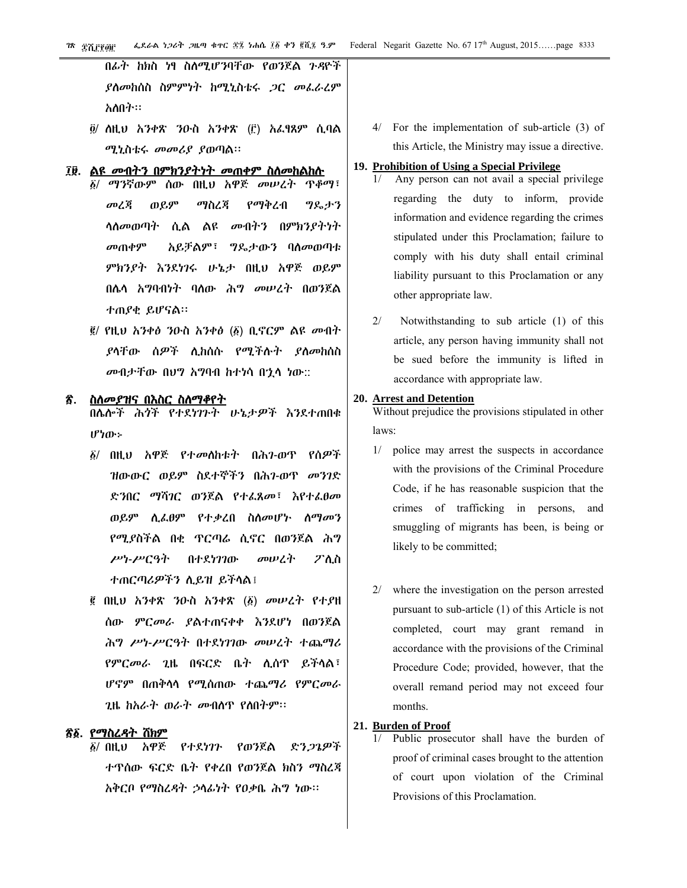በፊት ከክስ ነፃ ስለሚሆንባቸው የወንጀል ጉዳዮች ያለመከሰስ ስምምነት ከሚኒስቴሩ ጋር መፈራረም አለበት፡፡

፬/ ለዚህ አንቀጽ ንዑስ አንቀጽ (፫) አፈፃጸም ሲባል ሚኒስቴሩ መመሪያ ያወጣል፡፡

## ፲፱. ልዩ መብትን በምክንያትነት መጠቀም ስለመከልከሉ

፩/ ማንኛውም ሰው በዚህ አዋጅ መሠረት ጥቆማ፣ መረጃ ወይም ማስረጃ የማቅረብ ግዴታን ላለመወጣት ሲል ልዩ መብትን በምክንያትነት መጠቀም አይቻልም፣ ግዴታውን ባለመወጣቱ ምክንያት እንደነገሩ ሁኔታ በዚህ አዋጅ ወይም በሌላ አግባብነት ባለው ሕግ መሠረት በወንጀል ተጠያቂ ይሆናል፡፡

፪/ የዚህ አንቀፅ ንዑስ አንቀፅ (፩) ቢኖርም ልዩ መብት ያላቸው ሰዎች ሊከሰሱ የሚችሉት ያለመከሰስ መብታቸው በህግ አግባብ ከተነሳ በኋላ ነው፡፡

## ፳. ስለመያዝና በእስር ስለማቆየት

በሌሎች ሕጎች የተደነገጉት ሁኔታዎች እንደተጠበቁ ሆነው፡-

፩/ በዚህ አዋጅ የተመለከቱት በሕገ-ወጥ የሰዎች ዝውውር ወይም ስደተኞችን በሕገ-ወጥ መንገድ ድንበር ማሻገር ወንጀል የተፈጸመ፣ እየተፈፀመ ወይም ሊፈፀም የተቃረበ ስለመሆኑ ለማመን የሚያስችል በቂ ጥርጣሬ ሲኖር በወንጀል ሕግ ሥነ-ሥርዓት በተደነገገው መሠረት ፖሊስ ተጠርጣሪዎችን ሊይዝ ይችላል፤

፪ በዚህ አንቀጽ ንዑስ አንቀጽ (፩) መሠረት የተያዘ ሰው ምርመራ ያልተጠናቀቀ እንደሆነ በወንጀል ሕግ ሥነ-ሥርዓት በተደነገገው መሠረት ተጨማሪ የምርመራ ጊዜ በፍርድ ቤት ሊሰጥ ይችላል፣ ሆኖም በጠቅላላ የሚሰጠው ተጨማሪ የምርመራ ጊዜ ከአራት ወራት መብለጥ የለበትም፡፡

## ፳፩. የማስረዳት ሸክም

፩/ በዚህ አዋጅ የተደነገጉ የወንጀል ድንጋጌዎች ተጥሰው ፍርድ ቤት የቀረበ የወንጀል ክስን ማስረጃ አቅርቦ የማስረዳት ኃላፊነት የዐቃቤ ሕግ ነው፡፡

4/ For the implementation of sub-article (3) of this Article, the Ministry may issue a directive.

## 19. Prohibition of Using a Special Privilege

1/ Any person can not avail a special privilege regarding the duty to inform, provide information and evidence regarding the crimes stipulated under this Proclamation; failure to comply with his duty shall entail criminal liability pursuant to this Proclamation or any other appropriate law.

2/ Notwithstanding to sub article (1) of this article, any person having immunity shall not be sued before the immunity is lifted in accordance with appropriate law.

## 20. Arrest and Detention

Without prejudice the provisions stipulated in other laws:

1/ police may arrest the suspects in accordance with the provisions of the Criminal Procedure Code, if he has reasonable suspicion that the crimes of trafficking in persons, and smuggling of migrants has been, is being or likely to be committed;

2/ where the investigation on the person arrested pursuant to sub-article (1) of this Article is not completed, court may grant remand in accordance with the provisions of the Criminal Procedure Code; provided, however, that the overall remand period may not exceed four months.

## 21. Burden of Proof

1/ Public prosecutor shall have the burden of proof of criminal cases brought to the attention of court upon violation of the Criminal Provisions of this Proclamation.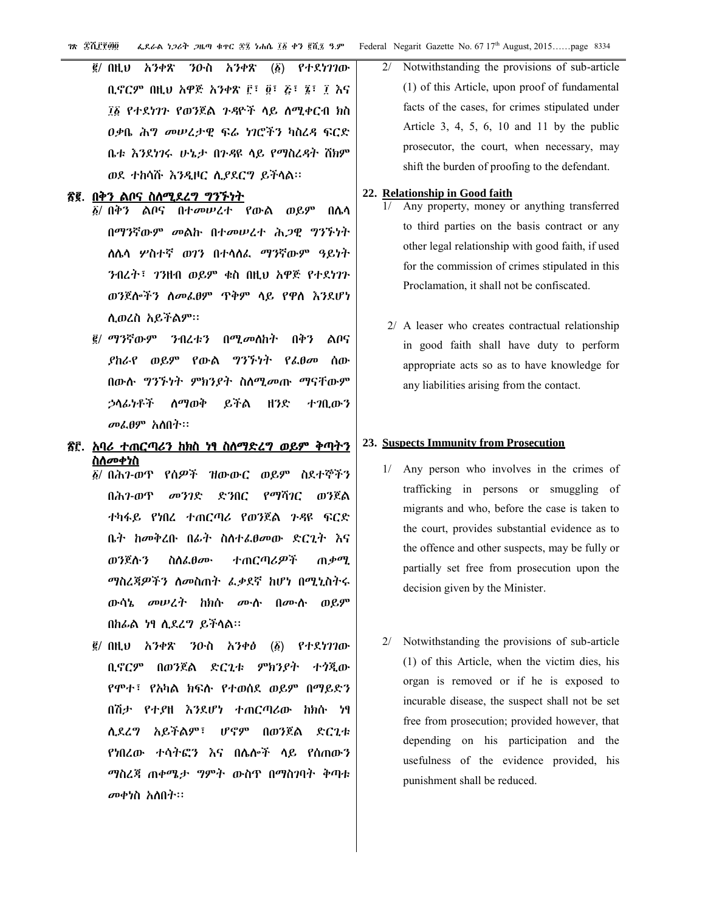፪/ በዚህ አንቀጽ ንዑስ አንቀጽ (፩) የተደነገገው ቢኖርም በዚህ አዋጅ አንቀጽ ፫፣ ፬፣ ፭፣ ፮፣ ፲ እና ፲፩ የተደነገጉ የወንጀል ጉዳዮች ላይ ለሚቀርብ ክስ ዐቃቤ ሕግ መሠረታዊ ፍሬ ነገሮችን ካስረዳ ፍርድ ቤቱ እንደነገሩ ሁኔታ በጉዳዩ ላይ የማስረዳት ሸክም ወደ ተከሳሹ እንዲዞር ሊያደርግ ይችላል፡፡

## ፳፪. በቅን ልቦና ስለሚደረግ ግንኙነት

፩/ በቅን ልቦና በተመሠረተ የውል ወይም በሌላ በማንኛውም መልኩ በተመሠረተ ሕጋዊ ግንኙነት ለሌላ ሦስተኛ ወገን በተላለፈ ማንኛውም ዓይነት ንብረት፣ ገንዘብ ወይም ቁስ በዚህ አዋጅ የተደነገጉ ወንጀሎችን ለመፈፀም ጥቅም ላይ የዋለ እንደሆነ ሊወረስ አይችልም፡፡

፪/ ማንኛውም ንብረቱን በሚመለከት በቅን ልቦና ያከራየ ወይም የውል ግንኙነት የፈፀመ ሰው በውሉ ግንኙነት ምክንያት ስለሚመጡ ማናቸውም ኃላፊነቶች ለማወቅ ይችል ዘንድ ተገቢውን መፈፀም አለበት፡፡

## ፳፫. አባሪ ተጠርጣሪን ከክስ ነፃ ስለማድረግ ወይም ቅጣትን ስለመቀነስ

፩/ በሕገ-ወጥ የሰዎች ዝውውር ወይም ስደተኞችን በሕገ-ወጥ መንገድ ድንበር የማሻገር ወንጀል ተካፋይ የነበረ ተጠርጣሪ የወንጀል ጉዳዩ ፍርድ ቤት ከመቅረቡ በፊት ስለተፈፀመው ድርጊት እና ወንጀሉን ስለፈፀሙ ተጠርጣሪዎች ጠቃሚ ማስረጃዎችን ለመስጠት ፈቃደኛ ከሆነ በሚኒስትሩ ውሳኔ መሠረት ከክሱ ሙሉ በሙሉ ወይም በከፊል ነፃ ሊደረግ ይችላል፡፡

፪/ በዚህ አንቀጽ ንዑስ አንቀፅ (፩) የተደነገገው ቢኖርም በወንጀል ድርጊቱ ምክንያት ተጎጂው የሞተ፣ የአካል ክፍሉ የተወሰደ ወይም በማይድን በሽታ የተያዘ እንደሆነ ተጠርጣሪው ከክሱ ነፃ ሊደረግ አይችልም፣ ሆኖም በወንጀል ድርጊቱ የነበረው ተሳትፎን እና በሌሎች ላይ የሰጠውን ማስረጃ ጠቀሜታ ግምት ውስጥ በማስገባት ቅጣቱ መቀነስ አለበት፡፡

2/ Notwithstanding the provisions of sub-article (1) of this Article, upon proof of fundamental facts of the cases, for crimes stipulated under Article 3, 4, 5, 6, 10 and 11 by the public prosecutor, the court, when necessary, may shift the burden of proofing to the defendant.

## 22. Relationship in Good faith

1/ Any property, money or anything transferred to third parties on the basis contract or any other legal relationship with good faith, if used for the commission of crimes stipulated in this Proclamation, it shall not be confiscated.

2/ A leaser who creates contractual relationship in good faith shall have duty to perform appropriate acts so as to have knowledge for any liabilities arising from the contact.

## 23. Suspects Immunity from Prosecution

1/ Any person who involves in the crimes of trafficking in persons or smuggling of migrants and who, before the case is taken to the court, provides substantial evidence as to the offence and other suspects, may be fully or partially set free from prosecution upon the decision given by the Minister.

2/ Notwithstanding the provisions of sub-article (1) of this Article, when the victim dies, his organ is removed or if he is exposed to incurable disease, the suspect shall not be set free from prosecution; provided however, that depending on his participation and the usefulness of the evidence provided, his punishment shall be reduced.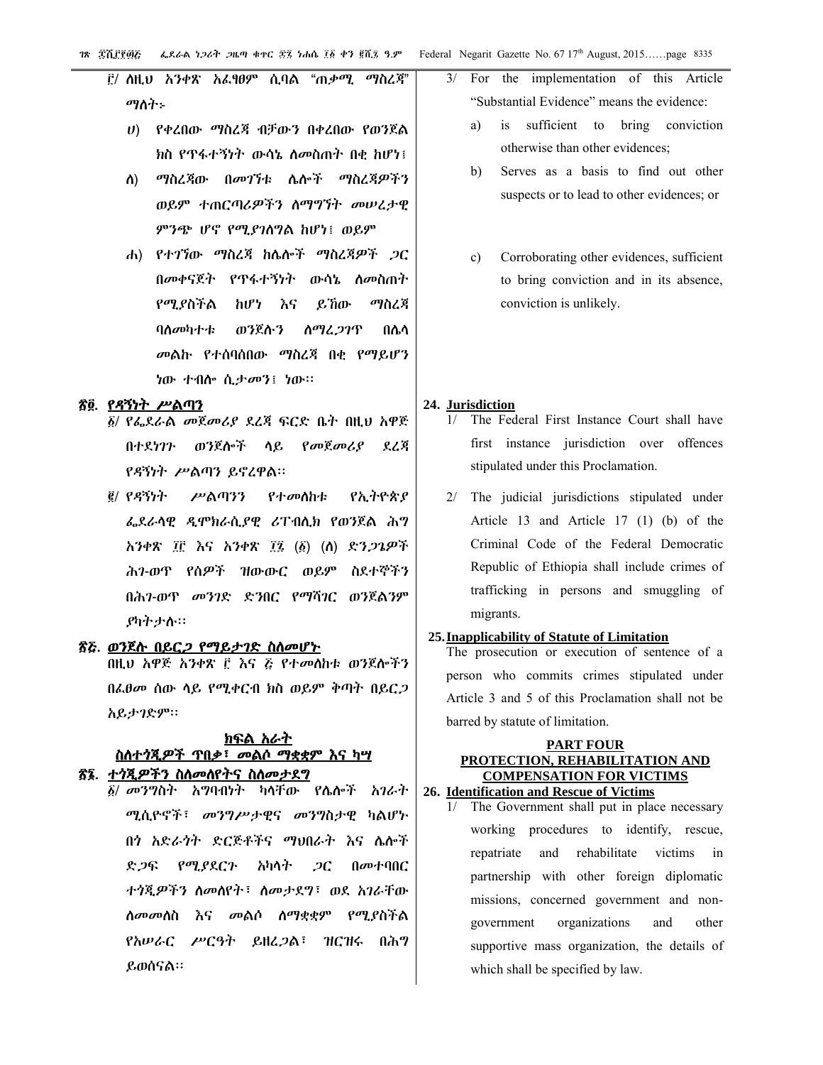፫/ ለዚህ አንቀጽ አፈፃፀም ሲባል "ጠቃሚ ማስረጃ" ማለት፦

ሀ) የቀረበው ማስረጃ ብቻውን በቀረበው የወንጀል ክስ የጥፋተኝነት ውሳኔ ለመስጠት በቂ ከሆነ፤

ለ) ማስረጃው በመገኘቱ ሌሎች ማስረጃዎችን ወይም ተጠርጣሪዎችን ለማግኘት መሠረታዊ ምንጭ ሆኖ የሚያገለግል ከሆነ፤ ወይም

ሐ) የተገኘው ማስረጃ ከሌሎች ማስረጃዎች ጋር በመቀናጀት የጥፋተኝነት ውሳኔ ለመስጠት የሚያስችል ከሆነ እና ይኸው ማስረጃ ባለመካተቱ ወንጀሉን ለማረጋገጥ በሌላ መልኩ የተሰባሰበው ማስረጃ በቂ የማይሆን ነው ተብሎ ሲታመን፤ ነው።

## ፳፬. የዳኝነት ሥልጣን

፩/ የፌደራል መጀመሪያ ደረጃ ፍርድ ቤት በዚህ አዋጅ በተደነገጉ ወንጀሎች ላይ የመጀመሪያ ደረጃ የዳኝነት ሥልጣን ይኖረዋል።

፪/ የዳኝነት ሥልጣንን የተመለከቱ የኢትዮጵያ ፌደራላዊ ዲሞክራሲያዊ ሪፐብሊክ የወንጀል ሕግ አንቀጽ ፲፫ እና አንቀጽ ፲፯ (፩) (ለ) ድንጋጌዎች ሕገ-ወጥ የሰዎች ዝውውር ወይም ስደተኞችን በሕገ-ወጥ መንገድ ድንበር የማሻገር ወንጀልንም ያካትታሉ።

## ፳፭. ወንጀሉ በይርጋ የማይታገድ ስለመሆኑ

በዚህ አዋጅ አንቀጽ ፫ እና ፭ የተመለከቱ ወንጀሎችን በፈፀመ ሰው ላይ የሚቀርብ ክስ ወይም ቅጣት በይርጋ አይታገድም።

## ክፍል አራት
## ስለተጎጂዎች ጥበቃ፣ መልሶ ማቋቋም እና ካሣ

## ፳፮. ተጎጂዎችን ስለመለየትና ስለመታደግ

፩/ መንግስት አግባብነት ካላቸው የሌሎች አገራት ሚሲዮኖች፣ መንግሥታዊና መንግስታዊ ካልሆኑ በጎ አድራጎት ድርጅቶችና ማህበራት እና ሌሎች ድጋፍ የሚያደርጉ አካላት ጋር በመተባበር ተጎጂዎችን ለመለየት፣ ለመታደግ፣ ወደ አገራቸው ለመመለስ እና መልሶ ለማቋቋም የሚያስችል የአሠራር ሥርዓት ይዘረጋል፣ ዝርዝሩ በሕግ ይወሰናል።

3/ For the implementation of this Article "Substantial Evidence" means the evidence:

a) is sufficient to bring conviction otherwise than other evidences;

b) Serves as a basis to find out other suspects or to lead to other evidences; or

c) Corroborating other evidences, sufficient to bring conviction and in its absence, conviction is unlikely.

## 24. Jurisdiction

1/ The Federal First Instance Court shall have first instance jurisdiction over offences stipulated under this Proclamation.

2/ The judicial jurisdictions stipulated under Article 13 and Article 17 (1) (b) of the Criminal Code of the Federal Democratic Republic of Ethiopia shall include crimes of trafficking in persons and smuggling of migrants.

## 25. Inapplicability of Statute of Limitation

The prosecution or execution of sentence of a person who commits crimes stipulated under Article 3 and 5 of this Proclamation shall not be barred by statute of limitation.

## PART FOUR
## PROTECTION, REHABILITATION AND COMPENSATION FOR VICTIMS

## 26. Identification and Rescue of Victims

1/ The Government shall put in place necessary working procedures to identify, rescue, repatriate and rehabilitate victims in partnership with other foreign diplomatic missions, concerned government and non-government organizations and other supportive mass organization, the details of which shall be specified by law.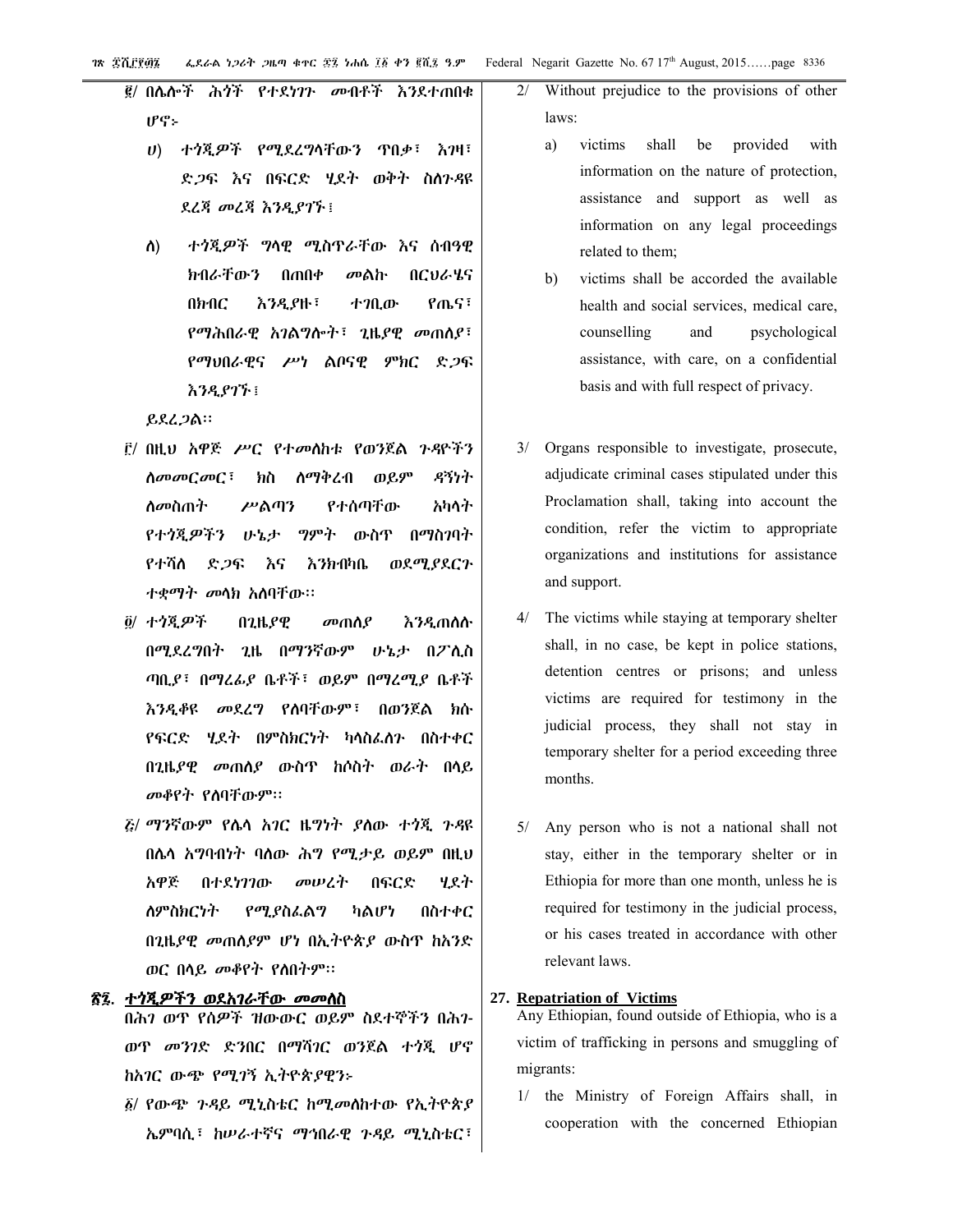፪/ በሌሎች ሕጎች የተደነገጉ መብቶች እንደተጠበቁ ሆኖ፦

ሀ) ተጎጂዎች የሚደረግላቸውን ጥበቃ፣ እገዛ፣ ድጋፍ እና በፍርድ ሂደት ወቅት ስለጉዳዩ ደረጃ መረጃ እንዲያገኙ፤

ለ) ተጎጂዎች ግላዊ ሚስጥራቸው እና ሰብዓዊ ክብራቸውን በጠበቀ መልኩ በርህራሄና በክብር እንዲያዙ፣ ተገቢው የጤና፣ የማሕበራዊ አገልግሎት፣ ጊዜያዊ መጠለያ፣ የማህበራዊና ሥነ ልቦናዊ ምክር ድጋፍ እንዲያገኙ፤

ይደረጋል፡፡

፫/ በዚህ አዋጅ ሥር የተመለከቱ የወንጀል ጉዳዮችን ለመመርመር፣ ክስ ለማቅረብ ወይም ዳኝነት ለመስጠት ሥልጣን የተሰጣቸው አካላት የተጎጂዎችን ሁኔታ ግምት ውስጥ በማስገባት የተሻለ ድጋፍ እና እንክብካቤ ወደሚያደርጉ ተቋማት መላክ አለባቸው፡፡

፬/ ተጎጂዎች በጊዜያዊ መጠለያ እንዲጠለሉ በሚደረግበት ጊዜ በማንኛውም ሁኔታ በፖሊስ ጣቢያ፣ በማረፊያ ቤቶች፣ ወይም በማረሚያ ቤቶች እንዲቆዩ መደረግ የለባቸውም፣ በወንጀል ክሱ የፍርድ ሂደት በምስክርነት ካላስፈለጉ በስተቀር በጊዜያዊ መጠለያ ውስጥ ከሶስት ወራት በላይ መቆየት የለባቸውም፡፡

፭/ ማንኛውም የሌላ አገር ዜግነት ያለው ተጎጂ ጉዳዩ በሌላ አግባብነት ባለው ሕግ የሚታይ ወይም በዚህ አዋጅ በተደነገገው መሠረት በፍርድ ሂደት ለምስክርነት የሚያስፈልግ ካልሆነ በስተቀር በጊዜያዊ መጠለያም ሆነ በኢትዮጵያ ውስጥ ከአንድ ወር በላይ መቆየት የለበትም፡፡

**፳፯. ተጎጂዎችን ወደአገራቸው መመለስ**

በሕገ ወጥ የሰዎች ዝውውር ወይም ስደተኞችን በሕገ-ወጥ መንገድ ድንበር በማሻገር ወንጀል ተጎጂ ሆኖ ከአገር ውጭ የሚገኝ ኢትዮጵያዊን፦

፩/ የውጭ ጉዳይ ሚኒስቴር ከሚመለከተው የኢትዮጵያ ኤምባሲ፣ ከሠራተኛና ማኅበራዊ ጉዳይ ሚኒስቴር፣

2/ Without prejudice to the provisions of other laws:

a) victims shall be provided with information on the nature of protection, assistance and support as well as information on any legal proceedings related to them;

b) victims shall be accorded the available health and social services, medical care, counselling and psychological assistance, with care, on a confidential basis and with full respect of privacy.

3/ Organs responsible to investigate, prosecute, adjudicate criminal cases stipulated under this Proclamation shall, taking into account the condition, refer the victim to appropriate organizations and institutions for assistance and support.

4/ The victims while staying at temporary shelter shall, in no case, be kept in police stations, detention centres or prisons; and unless victims are required for testimony in the judicial process, they shall not stay in temporary shelter for a period exceeding three months.

5/ Any person who is not a national shall not stay, either in the temporary shelter or in Ethiopia for more than one month, unless he is required for testimony in the judicial process, or his cases treated in accordance with other relevant laws.

**27. Repatriation of Victims**

Any Ethiopian, found outside of Ethiopia, who is a victim of trafficking in persons and smuggling of migrants:

1/ the Ministry of Foreign Affairs shall, in cooperation with the concerned Ethiopian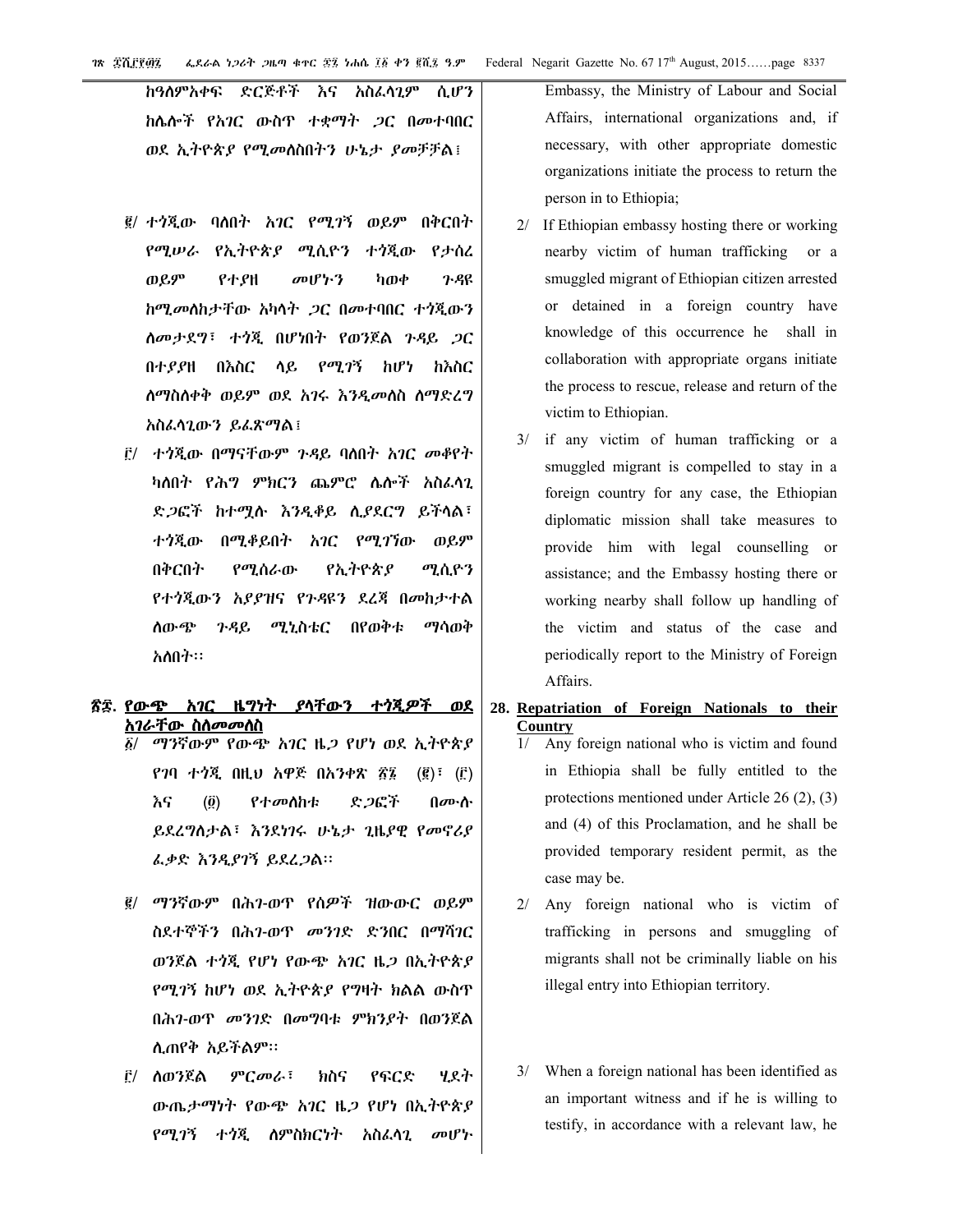ከዓለምአቀፍ ድርጅቶች እና አስፈላጊም ሲሆን ከሌሎች የአገር ውስጥ ተቋማት ጋር በመተባበር ወደ ኢትዮጵያ የሚመለስበትን ሁኔታ ያመቻቻል፤

፪/ ተጎጂው ባለበት አገር የሚገኝ ወይም በቅርበት የሚሠራ የኢትዮጵያ ሚሲዮን ተጎጂው የታሰረ ወይም የተያዘ መሆኑን ካወቀ ጉዳዩ ከሚመለከታቸው አካላት ጋር በመተባበር ተጎጂውን ለመታደግ፣ ተጎጂ በሆነበት የወንጀል ጉዳይ ጋር በተያዘ በእስር ላይ የሚገኝ ከሆነ ከእስር ለማስለቀቅ ወይም ወደ አገሩ እንዲመለስ ለማድረግ አስፈላጊውን ይፈጽማል፤

፫/ ተጎጂው በማናቸውም ጉዳይ ባለበት አገር መቆየት ካለበት የሕግ ምክርን ጨምሮ ሌሎች አስፈላጊ ድጋፎች ከተሟሉ እንዲቆይ ሊያደርግ ይችላል፣ ተጎጂው በሚቆይበት አገር የሚገኘው ወይም በቅርበት የሚሰራው የኢትዮጵያ ሚሲዮን የተጎጂውን አያያዝና የጉዳዩን ደረጃ በመከታተል ለውጭ ጉዳይ ሚኒስቴር በየወቅቱ ማሳወቅ አለበት፡፡

Embassy, the Ministry of Labour and Social Affairs, international organizations and, if necessary, with other appropriate domestic organizations initiate the process to return the person in to Ethiopia;

2/ If Ethiopian embassy hosting there or working nearby victim of human trafficking or a smuggled migrant of Ethiopian citizen arrested or detained in a foreign country have knowledge of this occurrence he shall in collaboration with appropriate organs initiate the process to rescue, release and return of the victim to Ethiopian.

3/ if any victim of human trafficking or a smuggled migrant is compelled to stay in a foreign country for any case, the Ethiopian diplomatic mission shall take measures to provide him with legal counselling or assistance; and the Embassy hosting there or working nearby shall follow up handling of the victim and status of the case and periodically report to the Ministry of Foreign Affairs.

## ፳፰. የውጭ አገር ዜግነት ያላቸውን ተጎጂዎች ወደ አገራቸው ስለመመለስ

፩/ ማንኛውም የውጭ አገር ዜጋ የሆነ ወደ ኢትዮጵያ የገባ ተጎጂ በዚህ አዋጅ በአንቀጽ ፳፮ (፪)፣ (፫) እና (፬) የተመለከቱ ድጋፎች በሙሉ ይደረግለታል፣ እንደነገሩ ሁኔታ ጊዜያዊ የመኖሪያ ፈቃድ እንዲያገኝ ይደረጋል፡፡

፪/ ማንኛውም በሕገ-ወጥ የሰዎች ዝውውር ወይም ስደተኞችን በሕገ-ወጥ መንገድ ድንበር በማሻገር ወንጀል ተጎጂ የሆነ የውጭ አገር ዜጋ በኢትዮጵያ የሚገኝ ከሆነ ወደ ኢትዮጵያ የግዛት ክልል ውስጥ በሕገ-ወጥ መንገድ በመግባቱ ምክንያት በወንጀል ሊጠየቅ አይችልም፡፡

፫/ ለወንጀል ምርመራ፣ ክስና የፍርድ ሂደት ውጤታማነት የውጭ አገር ዜጋ የሆነ በኢትዮጵያ የሚገኝ ተጎጂ ለምስክርነት አስፈላጊ መሆኑ

## 28. Repatriation of Foreign Nationals to their Country

1/ Any foreign national who is victim and found in Ethiopia shall be fully entitled to the protections mentioned under Article 26 (2), (3) and (4) of this Proclamation, and he shall be provided temporary resident permit, as the case may be.

2/ Any foreign national who is victim of trafficking in persons and smuggling of migrants shall not be criminally liable on his illegal entry into Ethiopian territory.

3/ When a foreign national has been identified as an important witness and if he is willing to testify, in accordance with a relevant law, he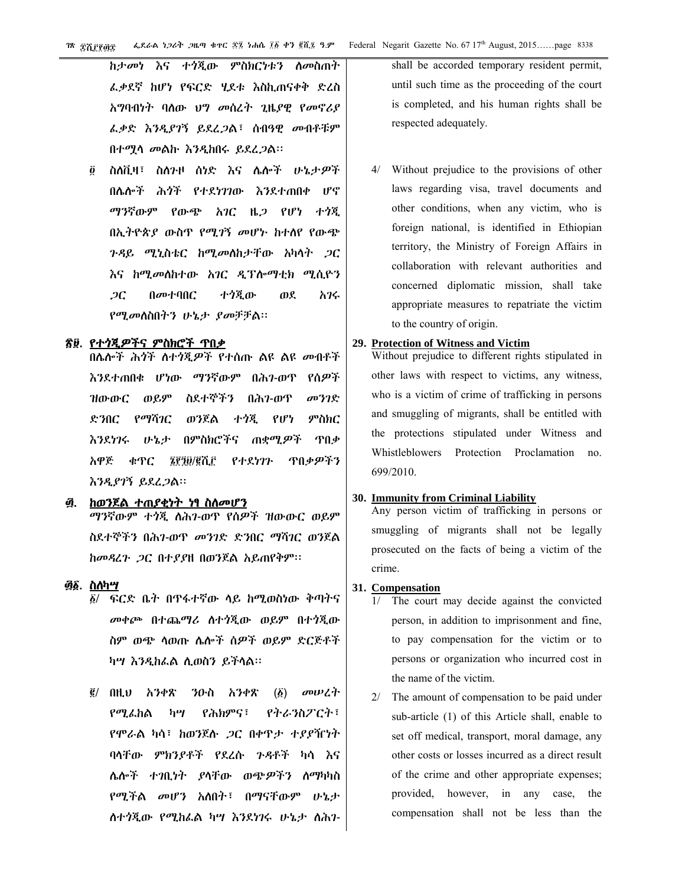ከታመነ እና ተጎጂው ምስክርነቱን ለመስጠት ፈቃደኛ ከሆነ የፍርድ ሂደቱ እስኪጠናቀቅ ድረስ አግባብነት ባለው ህግ መሰረት ጊዜያዊ የመኖሪያ ፈቃድ እንዲያገኝ ይደረጋል፣ ሰብዓዊ መብቶቹም በተሟላ መልኩ እንዲከበሩ ይደረጋል፡፡

፬/ ስለቪዛ፣ ስለጉዞ ሰነድ እና ሌሎች ሁኔታዎች በሌሎች ሕጎች የተደነገገው እንደተጠበቀ ሆኖ ማንኛውም የውጭ አገር ዜጋ የሆነ ተጎጂ በኢትዮጵያ ውስጥ የሚገኝ መሆኑ ከተለየ የውጭ ጉዳይ ሚኒስቴር ከሚመለከታቸው አካላት ጋር እና ከሚመለከተው አገር ዲፕሎማቲክ ሚሲዮን ጋር በመተባበር ተጎጂው ወደ አገሩ የሚመለስበትን ሁኔታ ያመቻቻል፡፡

## ፳፱. የተጎጂዎችና ምስክሮች ጥበቃ

በሌሎች ሕጎች ለተጎጂዎች የተሰጡ ልዩ ልዩ መብቶች እንደተጠበቁ ሆነው ማንኛውም በሕገ-ወጥ የሰዎች ዝውውር ወይም ስደተኞችን በሕገ-ወጥ መንገድ ድንበር የማሻገር ወንጀል ተጎጂ የሆነ ምስክር እንደነገሩ ሁኔታ በምስክሮችና ጠቋሚዎች ጥበቃ አዋጅ ቁጥር ፮፻፺፱/፪ሺ፫ የተደነገጉ ጥበቃዎችን እንዲያገኝ ይደረጋል፡፡

## ፴. ከወንጀል ተጠያቂነት ነፃ ስለመሆን

ማንኛውም ተጎጂ ለሕገ-ወጥ የሰዎች ዝውውር ወይም ስደተኞችን በሕገ-ወጥ መንገድ ድንበር ማሻገር ወንጀል ከመዳረጉ ጋር በተያያዘ በወንጀል አይጠየቅም፡፡

## ፴፩. ስለካሣ

፩/ ፍርድ ቤት በጥፋተኛው ላይ ከሚወስነው ቅጣትና መቀጮ በተጨማሪ ለተጎጂው ወይም በተጎጂው ስም ወጭ ላወጡ ሌሎች ሰዎች ወይም ድርጅቶች ካሣ እንዲከፈል ሊወስን ይችላል፡፡

፪/ በዚህ አንቀጽ ንዑስ አንቀጽ (፩) መሠረት የሚፈከል ካሣ የሕክምና፣ የትራንስፖርት፣ የሞራል ካሳ፣ ከወንጀሉ ጋር በቀጥታ ተያያዥነት ባላቸው ምክንያቶች የደረሱ ጉዳቶች ካሳ እና ሌሎች ተገቢነት ያላቸው ወጭዎችን ለማካካስ የሚችል መሆን አለበት፣ በማናቸውም ሁኔታ ለተጎጂው የሚከፈል ካሣ እንደነገሩ ሁኔታ ለሕገ-

shall be accorded temporary resident permit, until such time as the proceeding of the court is completed, and his human rights shall be respected adequately.

4/ Without prejudice to the provisions of other laws regarding visa, travel documents and other conditions, when any victim, who is foreign national, is identified in Ethiopian territory, the Ministry of Foreign Affairs in collaboration with relevant authorities and concerned diplomatic mission, shall take appropriate measures to repatriate the victim to the country of origin.

## 29. Protection of Witness and Victim

Without prejudice to different rights stipulated in other laws with respect to victims, any witness, who is a victim of crime of trafficking in persons and smuggling of migrants, shall be entitled with the protections stipulated under Witness and Whistleblowers Protection Proclamation no. 699/2010.

## 30. Immunity from Criminal Liability

Any person victim of trafficking in persons or smuggling of migrants shall not be legally prosecuted on the facts of being a victim of the crime.

## 31. Compensation

1/ The court may decide against the convicted person, in addition to imprisonment and fine, to pay compensation for the victim or to persons or organization who incurred cost in the name of the victim.

2/ The amount of compensation to be paid under sub-article (1) of this Article shall, enable to set off medical, transport, moral damage, any other costs or losses incurred as a direct result of the crime and other appropriate expenses; provided, however, in any case, the compensation shall not be less than the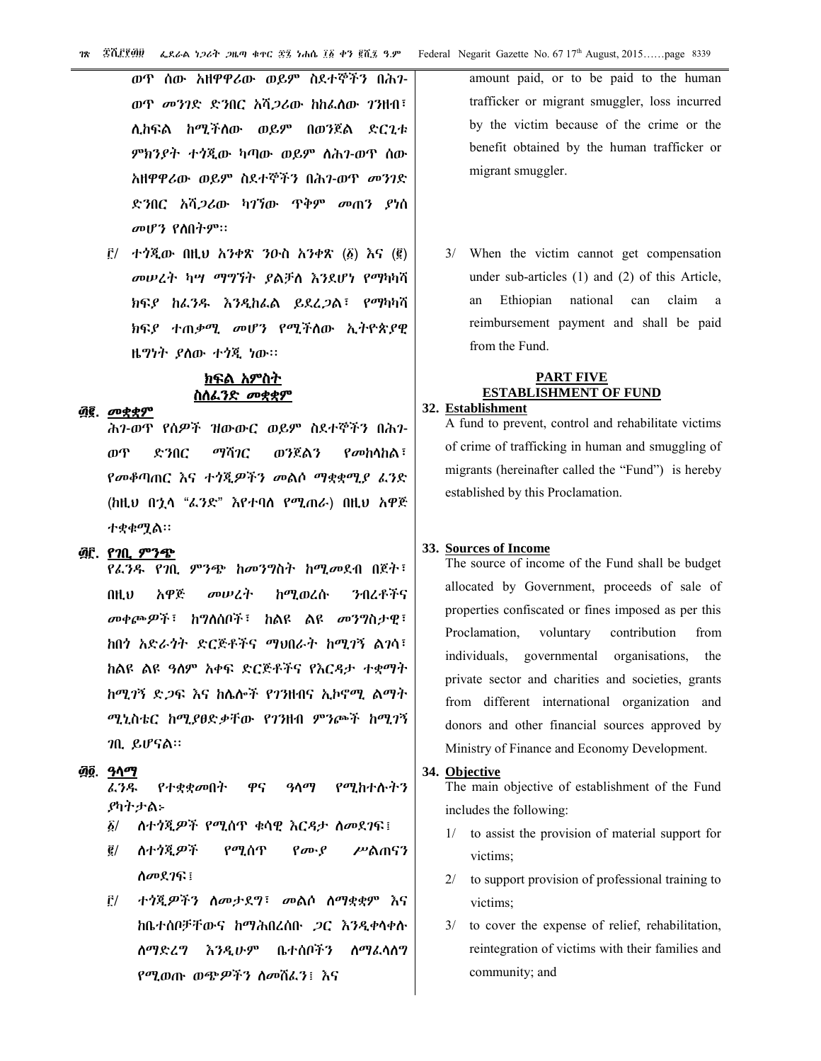ወጥ ሰው አዘዋዋሪው ወይም ስደተኞችን በሕገ-ወጥ መንገድ ድንበር አሻጋሪው ከከፈለው ገንዘብ፣ ሊከፍል ከሚችለው ወይም በወንጀል ድርጊቱ ምክንያት ተጎጂው ካጣው ወይም ለሕገ-ወጥ ሰው አዘዋዋሪው ወይም ስደተኞችን በሕገ-ወጥ መንገድ ድንበር አሻጋሪው ካገኘው ጥቅም መጠን ያነሰ መሆን የለበትም፡፡

፫/ ተጎጂው በዚህ አንቀጽ ንዑስ አንቀጽ (፩) እና (፪) መሠረት ካሣ ማግኘት ያልቻለ እንደሆነ የማካካሻ ክፍያ ከፈንዱ እንዲከፈል ይደረጋል፣ የማካካሻ ክፍያ ተጠቃሚ መሆን የሚችለው ኢትዮጵያዊ ዜግነት ያለው ተጎጂ ነው፡፡

## ክፍል አምስት
## ስለፈንድ መቋቋም

**፴፪. መቋቋም**

ሕገ-ወጥ የሰዎች ዝውውር ወይም ስደተኞችን በሕገ-ወጥ ድንበር ማሻገር ወንጀልን የመከላከል፣ የመቆጣጠር እና ተጎጂዎችን መልሶ ማቋቋሚያ ፈንድ (ከዚህ በኋላ "ፈንድ" እየተባለ የሚጠራ) በዚህ አዋጅ ተቋቁሟል፡፡

**፴፫. የገቢ ምንጭ**

የፈንዱ የገቢ ምንጭ ከመንግስት ከሚመደብ በጀት፣ በዚህ አዋጅ መሠረት ከሚወረሱ ንብረቶችና መቀጮዎች፣ ከግለሰቦች፣ ከልዩ ልዩ መንግስታዊ፣ ከበጎ አድራጎት ድርጅቶችና ማህበራት ከሚገኝ ልገሳ፣ ከልዩ ልዩ ዓለም አቀፍ ድርጅቶችና የእርዳታ ተቋማት ከሚገኝ ድጋፍ እና ከሌሎች የገንዘብና ኢኮኖሚ ልማት ሚኒስቴር ከሚያፀድቃቸው የገንዘብ ምንጮች ከሚገኝ ገቢ ይሆናል፡፡

**፴፬. ዓላማ**

ፈንዱ የተቋቋመበት ዋና ዓላማ የሚከተሉትን ያካትታል፦

፩/ ለተጎጂዎች የሚሰጥ ቁሳዊ እርዳታ ለመደገፍ፤

፪/ ለተጎጂዎች የሚሰጥ የሙያ ሥልጠናን ለመደገፍ፤

፫/ ተጎጂዎችን ለመታደግ፣ መልሶ ለማቋቋም እና ከቤተሰቦቻቸውና ከማሕበረሰቡ ጋር እንዲቀላቀሉ ለማድረግ እንዲሁም ቤተሰቦችን ለማፈላለግ የሚወጡ ወጭዎችን ለመሸፈን፤ እና

amount paid, or to be paid to the human trafficker or migrant smuggler, loss incurred by the victim because of the crime or the benefit obtained by the human trafficker or migrant smuggler.

3/ When the victim cannot get compensation under sub-articles (1) and (2) of this Article, an Ethiopian national can claim a reimbursement payment and shall be paid from the Fund.

## PART FIVE
## ESTABLISHMENT OF FUND

**32. Establishment**

A fund to prevent, control and rehabilitate victims of crime of trafficking in human and smuggling of migrants (hereinafter called the "Fund") is hereby established by this Proclamation.

**33. Sources of Income**

The source of income of the Fund shall be budget allocated by Government, proceeds of sale of properties confiscated or fines imposed as per this Proclamation, voluntary contribution from individuals, governmental organisations, the private sector and charities and societies, grants from different international organization and donors and other financial sources approved by Ministry of Finance and Economy Development.

**34. Objective**

The main objective of establishment of the Fund includes the following:

1/ to assist the provision of material support for victims;

2/ to support provision of professional training to victims;

3/ to cover the expense of relief, rehabilitation, reintegration of victims with their families and community; and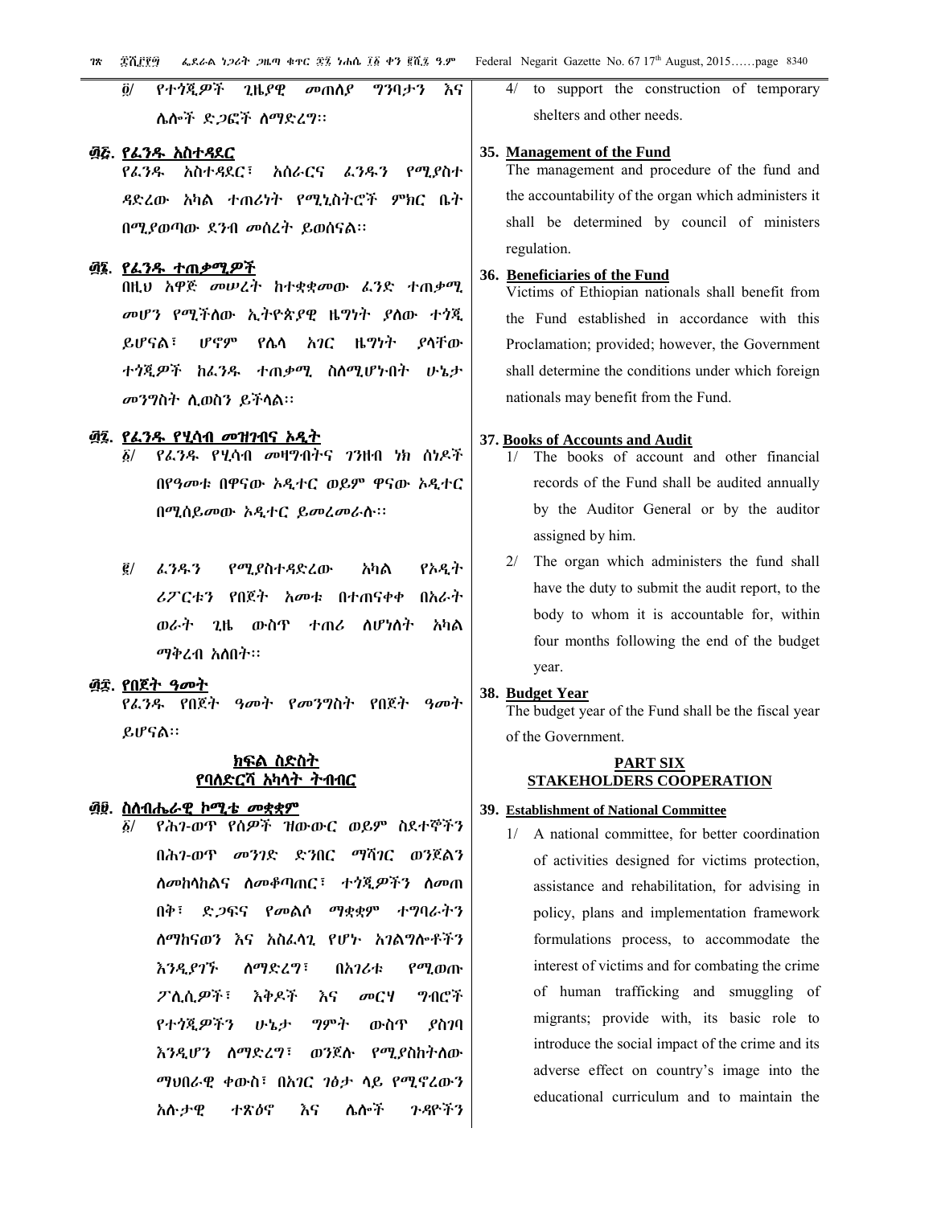፬/ የተጎጂዎች ጊዜያዊ መጠለያ ግንባታን እና ሌሎች ድጋፎች ለማድረግ፡፡

**፴፭. የፈንዱ አስተዳደር**

የፈንዱ አስተዳደር፣ አሰራርና ፈንዱን የሚያስተዳድረው አካል ተጠሪነት የሚኒስትሮች ምክር ቤት በሚያወጣው ደንብ መሰረት ይወሰናል፡፡

**፴፮. የፈንዱ ተጠቃሚዎች**

በዚህ አዋጅ መሠረት ከተቋቋመው ፈንድ ተጠቃሚ መሆን የሚችለው ኢትዮጵያዊ ዜግነት ያለው ተጎጂ ይሆናል፣ ሆኖም የሌላ አገር ዜግነት ያላቸው ተጎጂዎች ከፈንዱ ተጠቃሚ ስለሚሆኑበት ሁኔታ መንግስት ሊወስን ይችላል፡፡

**፴፯. የፈንዱ የሂሳብ መዝገብና ኦዲት**

፩/ የፈንዱ የሂሳብ መዛግብትና ገንዘብ ነክ ሰነዶች በየዓመቱ በዋናው ኦዲተር ወይም ዋናው ኦዲተር በሚሰይመው ኦዲተር ይመረመራሉ፡፡

፪/ ፈንዱን የሚያስተዳድረው አካል የኦዲት ሪፖርቱን የበጀት አመቱ በተጠናቀቀ በአራት ወራት ጊዜ ውስጥ ተጠሪ ለሆነለት አካል ማቅረብ አለበት፡፡

**፴፰. የበጀት ዓመት**

የፈንዱ የበጀት ዓመት የመንግስት የበጀት ዓመት ይሆናል፡፡

## ክፍል ስድስት
## የባለድርሻ አካላት ትብብር

**፴፱. ስለብሔራዊ ኮሚቴ መቋቋም**

፩/ የሕገ-ወጥ የሰዎች ዝውውር ወይም ስደተኞችን በሕገ-ወጥ መንገድ ድንበር ማሻገር ወንጀልን ለመከላከልና ለመቆጣጠር፣ ተጎጂዎችን ለመጠበቅ፣ ድጋፍና የመልሶ ማቋቋም ተግባራትን ለማከናወን እና አስፈላጊ የሆኑ አገልግሎቶችን እንዲያገኙ ለማድረግ፣ በአገሪቱ የሚወጡ ፖሊሲዎች፣ እቅዶች እና መርሃ ግብሮች የተጎጂዎችን ሁኔታ ግምት ውስጥ ያስገባ እንዲሆን ለማድረግ፣ ወንጀሉ የሚያስከትለው ማህበራዊ ቀውስ፣ በአገር ገፅታ ላይ የሚኖረውን አሉታዊ ተጽዕኖ እና ሌሎች ጉዳዮችን

4/ to support the construction of temporary shelters and other needs.

**35. Management of the Fund**

The management and procedure of the fund and the accountability of the organ which administers it shall be determined by council of ministers regulation.

**36. Beneficiaries of the Fund**

Victims of Ethiopian nationals shall benefit from the Fund established in accordance with this Proclamation; provided; however, the Government shall determine the conditions under which foreign nationals may benefit from the Fund.

**37. Books of Accounts and Audit**

1/ The books of account and other financial records of the Fund shall be audited annually by the Auditor General or by the auditor assigned by him.

2/ The organ which administers the fund shall have the duty to submit the audit report, to the body to whom it is accountable for, within four months following the end of the budget year.

**38. Budget Year**

The budget year of the Fund shall be the fiscal year of the Government.

## PART SIX
## STAKEHOLDERS COOPERATION

**39. Establishment of National Committee**

1/ A national committee, for better coordination of activities designed for victims protection, assistance and rehabilitation, for advising in policy, plans and implementation framework formulations process, to accommodate the interest of victims and for combating the crime of human trafficking and smuggling of migrants; provide with, its basic role to introduce the social impact of the crime and its adverse effect on country's image into the educational curriculum and to maintain the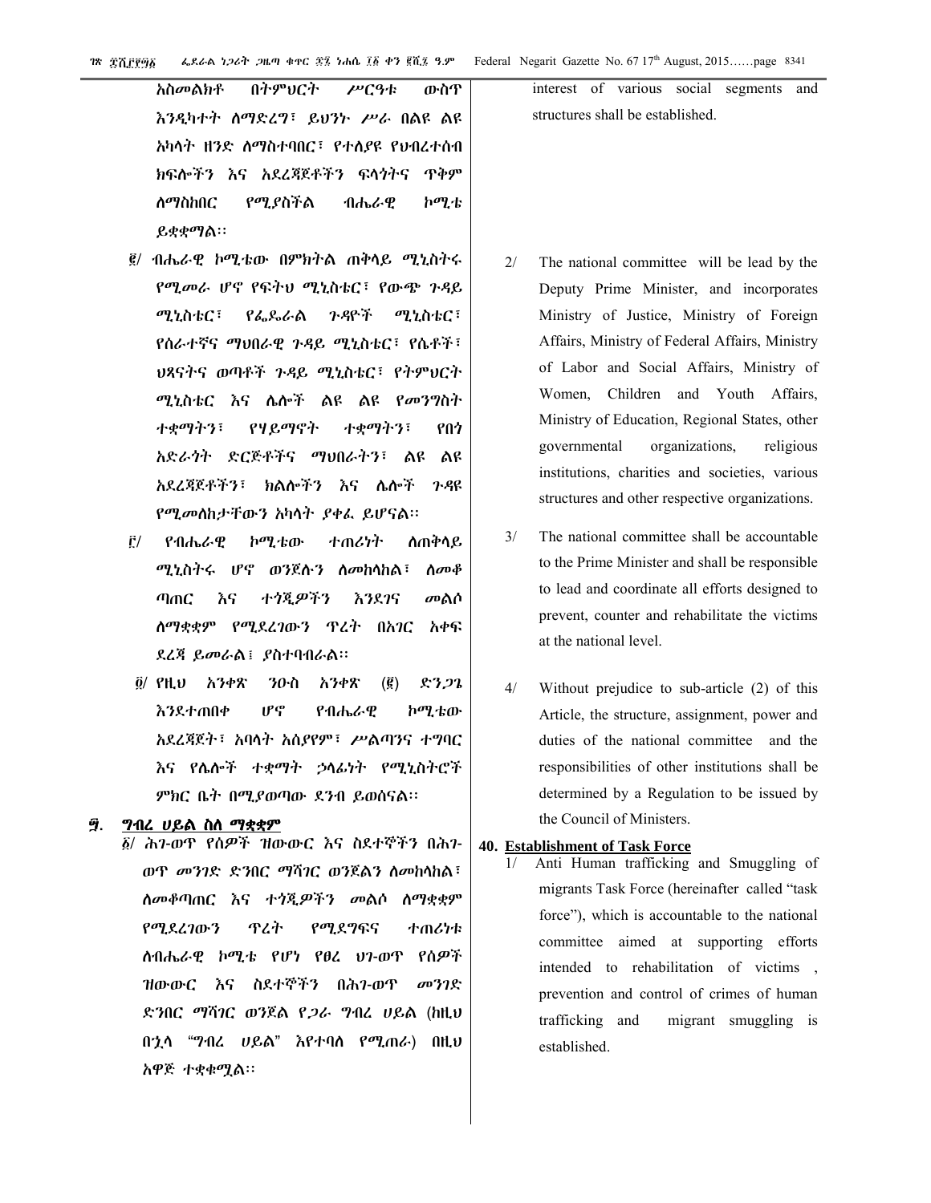አስመልክቶ በትምህርት ሥርዓቱ ውስጥ እንዲካተት ለማድረግ፣ ይህንኑ ሥራ በልዩ ልዩ አካላት ዘንድ ለማስተባበር፣ የተለያዩ የህብረተሰብ ክፍሎችን እና አደረጃጀቶችን ፍላጎትና ጥቅም ለማስከበር የሚያስችል ብሔራዊ ኮሚቴ ይቋቋማል፡፡

interest of various social segments and structures shall be established.

፪/ ብሔራዊ ኮሚቴው በምክትል ጠቅላይ ሚኒስትሩ የሚመራ ሆኖ የፍትህ ሚኒስቴር፣ የውጭ ጉዳይ ሚኒስቴር፣ የፌዴራል ጉዳዮች ሚኒስቴር፣ የሰራተኛና ማህበራዊ ጉዳይ ሚኒስቴር፣ የሴቶች፣ ህጻናትና ወጣቶች ጉዳይ ሚኒስቴር፣ የትምህርት ሚኒስቴር እና ሌሎች ልዩ ልዩ የመንግስት ተቋማትን፣ የሃይማኖት ተቋማትን፣ የበጎ አድራጎት ድርጅቶችና ማህበራትን፣ ልዩ ልዩ አደረጃጀቶችን፣ ክልሎችን እና ሌሎች ጉዳዩ የሚመለከታቸውን አካላት ያቀፈ ይሆናል፡፡

2/ The national committee will be lead by the Deputy Prime Minister, and incorporates Ministry of Justice, Ministry of Foreign Affairs, Ministry of Federal Affairs, Ministry of Labor and Social Affairs, Ministry of Women, Children and Youth Affairs, Ministry of Education, Regional States, other governmental organizations, religious institutions, charities and societies, various structures and other respective organizations.

፫/ የብሔራዊ ኮሚቴው ተጠሪነት ለጠቅላይ ሚኒስትሩ ሆኖ ወንጀሉን ለመከላከል፣ ለመቆጣጠር እና ተጎጂዎችን እንደገና መልሶ ለማቋቋም የሚደረገውን ጥረት በአገር አቀፍ ደረጃ ይመራል፤ ያስተባብራል፡፡

3/ The national committee shall be accountable to the Prime Minister and shall be responsible to lead and coordinate all efforts designed to prevent, counter and rehabilitate the victims at the national level.

፬/ የዚህ አንቀጽ ንዑስ አንቀጽ (፪) ድንጋጌ እንደተጠበቀ ሆኖ የብሔራዊ ኮሚቴው አደረጃጀት፣ አባላት አሰያየም፣ ሥልጣንና ተግባር እና የሌሎች ተቋማት ኃላፊነት የሚኒስትሮች ምክር ቤት በሚያወጣው ደንብ ይወሰናል፡፡

4/ Without prejudice to sub-article (2) of this Article, the structure, assignment, power and duties of the national committee and the responsibilities of other institutions shall be determined by a Regulation to be issued by the Council of Ministers.

## ፵. ግብረ ሀይል ስለ ማቋቋም

፩/ ሕገ-ወጥ የሰዎች ዝውውር እና ስደተኞችን በሕገ-ወጥ መንገድ ድንበር ማሻገር ወንጀልን ለመከላከል፣ ለመቆጣጠር እና ተጎጂዎችን መልሶ ለማቋቋም የሚደረገውን ጥረት የሚደግፍና ተጠሪነቱ ለብሔራዊ ኮሚቴ የሆነ የፀረ ህገ-ወጥ የሰዎች ዝውውር እና ስደተኞችን በሕገ-ወጥ መንገድ ድንበር ማሻገር ወንጀል የጋራ ግብረ ሀይል (ከዚህ በኋላ "ግብረ ሀይል" እየተባለ የሚጠራ) በዚህ አዋጅ ተቋቁሟል፡፡

## 40. Establishment of Task Force

1/ Anti Human trafficking and Smuggling of migrants Task Force (hereinafter called "task force"), which is accountable to the national committee aimed at supporting efforts intended to rehabilitation of victims, prevention and control of crimes of human trafficking and migrant smuggling is established.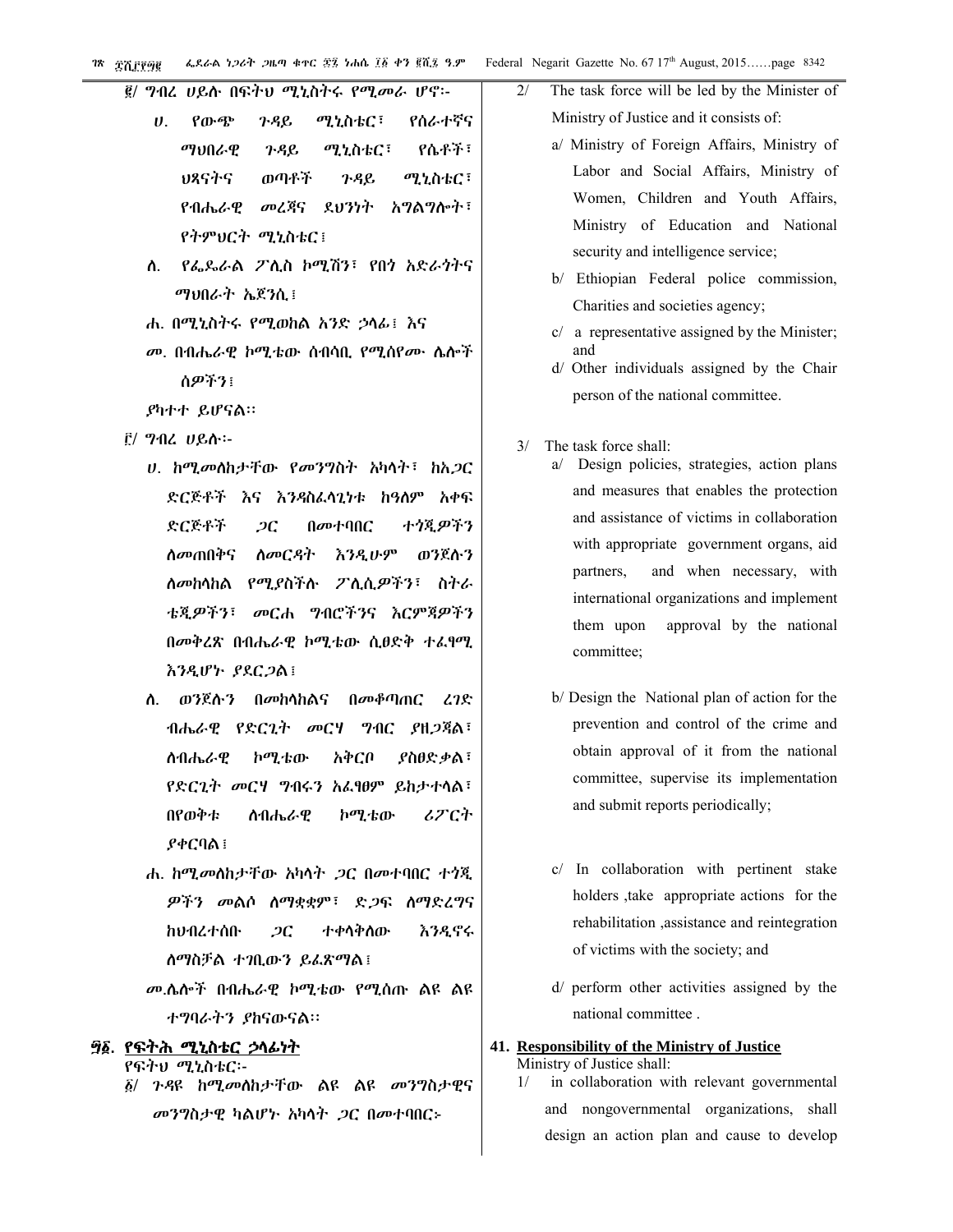፪/ ግብረ ሀይሉ በፍትህ ሚኒስትሩ የሚመራ ሆኖ፡-

ሀ. የውጭ ጉዳይ ሚኒስቴር፣ የሰራተኛና ማህበራዊ ጉዳይ ሚኒስቴር፣ የሴቶች፣ ህጻናትና ወጣቶች ጉዳይ ሚኒስቴር፣ የብሔራዊ መረጃና ደህንነት አገልግሎት፣ የትምህርት ሚኒስቴር፤

ለ. የፌዴራል ፖሊስ ኮሚሽን፣ የበጎ አድራጎትና ማህበራት ኤጀንሲ፤

ሐ. በሚኒስትሩ የሚወከል አንድ ኃላፊ፤ እና

መ. በብሔራዊ ኮሚቴው ሰብሳቢ የሚሰየሙ ሌሎች ሰዎችን፤

ያካተተ ይሆናል፡፡

፫/ ግብረ ሀይሉ፡-

ሀ. ከሚመለከታቸው የመንግስት አካላት፣ ከአጋር ድርጅቶች እና እንዳስፈላጊነቱ ከዓለም አቀፍ ድርጅቶች ጋር በመተባበር ተጎጂዎችን ለመጠበቅና ለመርዳት እንዲሁም ወንጀሉን ለመከላከል የሚያስችሉ ፖሊሲዎችን፣ ስትራቴጂዎችን፣ መርሐ ግብሮችንና እርምጃዎችን በመቅረጽ በብሔራዊ ኮሚቴው ሲፀድቅ ተፈፃሚ እንዲሆኑ ያደርጋል፤

ለ. ወንጀሉን በመከላከልና በመቆጣጠር ረገድ ብሔራዊ የድርጊት መርሃ ግብር ያዘጋጃል፣ ለብሔራዊ ኮሚቴው አቅርቦ ያስፀድቃል፣ የድርጊት መርሃ ግብሩን አፈፃፀም ይከታተላል፣ በየወቅቱ ለብሔራዊ ኮሚቴው ሪፖርት ያቀርባል፤

ሐ. ከሚመለከታቸው አካላት ጋር በመተባበር ተጎጂዎችን መልሶ ለማቋቋም፣ ድጋፍ ለማድረግና ከህብረተሰቡ ጋር ተቀላቅለው እንዲኖሩ ለማስቻል ተገቢውን ይፈጽማል፤

መ. ሌሎች በብሔራዊ ኮሚቴው የሚሰጡ ልዩ ልዩ ተግባራትን ያከናውናል፡፡

## ፵፩. የፍትሕ ሚኒስቴር ኃላፊነት

የፍትህ ሚኒስቴር፡-

፩/ ጉዳዩ ከሚመለከታቸው ልዩ ልዩ መንግስታዊና መንግስታዊ ካልሆኑ አካላት ጋር በመተባበር፦

2/ The task force will be led by the Minister of Ministry of Justice and it consists of:

a/ Ministry of Foreign Affairs, Ministry of Labor and Social Affairs, Ministry of Women, Children and Youth Affairs, Ministry of Education and National security and intelligence service;

b/ Ethiopian Federal police commission, Charities and societies agency;

c/ a representative assigned by the Minister; and

d/ Other individuals assigned by the Chair person of the national committee.

3/ The task force shall:

a/ Design policies, strategies, action plans and measures that enables the protection and assistance of victims in collaboration with appropriate government organs, aid partners, and when necessary, with international organizations and implement them upon approval by the national committee;

b/ Design the National plan of action for the prevention and control of the crime and obtain approval of it from the national committee, supervise its implementation and submit reports periodically;

c/ In collaboration with pertinent stake holders ,take appropriate actions for the rehabilitation ,assistance and reintegration of victims with the society; and

d/ perform other activities assigned by the national committee .

## 41. Responsibility of the Ministry of Justice

Ministry of Justice shall:

1/ in collaboration with relevant governmental and nongovernmental organizations, shall design an action plan and cause to develop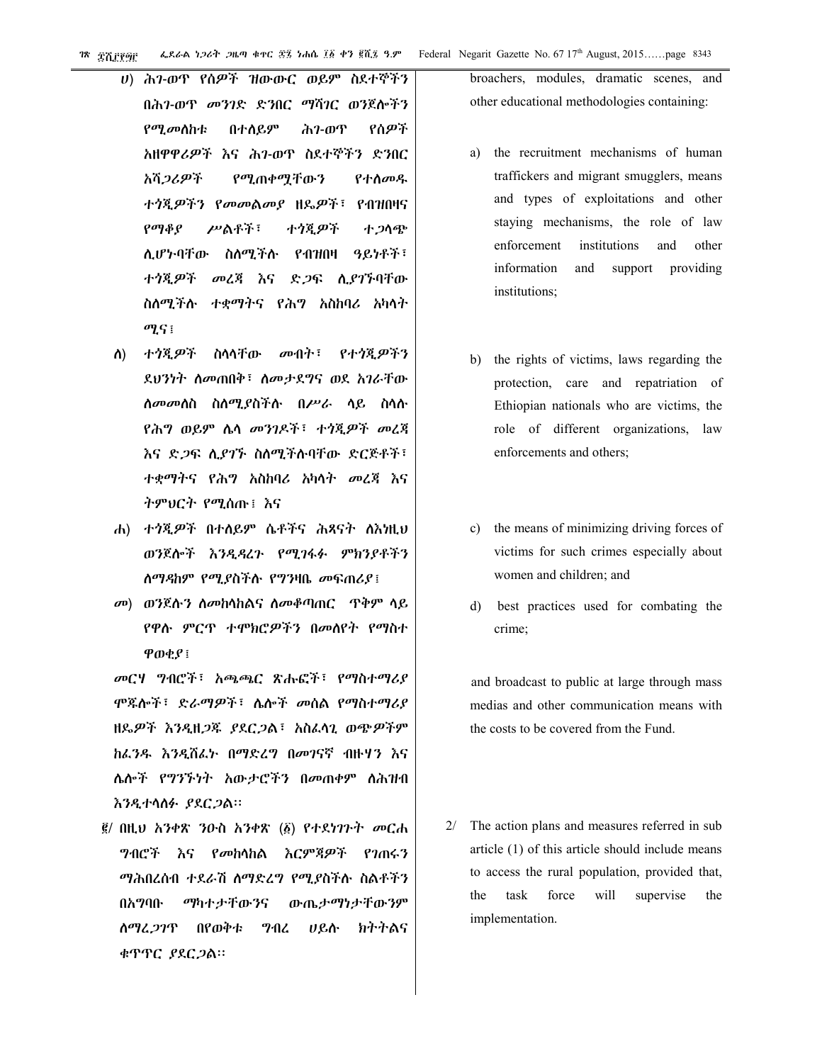ሀ) ሕገ-ወጥ የሰዎች ዝውውር ወይም ስደተኞችን በሕገ-ወጥ መንገድ ድንበር ማሻገር ወንጀሎችን የሚመለከቱ በተለይም ሕገ-ወጥ የሰዎች አዘዋዋሪዎች እና ሕገ-ወጥ ስደተኞችን ድንበር አሻጋሪዎች የሚጠቀሟቸውን የተለመዱ ተጎጂዎችን የመመልመያ ዘዴዎች፣ የብዝበዛና የማቆያ ሥልቶች፣ ተጎጂዎች ተጋላጭ ሊሆኑባቸው ስለሚችሉ የብዝበዛ ዓይነቶች፣ ተጎጂዎች መረጃ እና ድጋፍ ሊያገኙባቸው ስለሚችሉ ተቋማትና የሕግ አስከባሪ አካላት ሚና፤

ለ) ተጎጂዎች ስላላቸው መብት፣ የተጎጂዎችን ደህንነት ለመጠበቅ፣ ለመታደግና ወደ አገራቸው ለመመለስ ስለሚያስችሉ በሥራ ላይ ስላሉ የሕግ ወይም ሌላ መንገዶች፣ ተጎጂዎች መረጃ እና ድጋፍ ሊያገኙ ስለሚችሉባቸው ድርጅቶች፣ ተቋማትና የሕግ አስከባሪ አካላት መረጃ እና ትምህርት የሚሰጡ፤ እና

ሐ) ተጎጂዎች በተለይም ሴቶችና ሕጻናት ለእነዚህ ወንጀሎች እንዲዳረጉ የሚገፋፉ ምክንያቶችን ለማዳከም የሚያስችሉ የግንዛቤ መፍጠሪያ፤

መ) ወንጀሉን ለመከላከልና ለመቆጣጠር ጥቅም ላይ የዋሉ ምርጥ ተሞክሮዎችን በመለየት የማስተዋወቂያ፤

መርሃ ግብሮች፣ አጫጭር ጽሑፎች፣ የማስተማሪያ ሞጁሎች፣ ድራማዎች፣ ሌሎች መሰል የማስተማሪያ ዘዴዎች እንዲዘጋጁ ያደርጋል፣ አስፈላጊ ወጭዎችም ከፈንዱ እንዲሸፈኑ በማድረግ በመገናኛ ብዙሃን እና ሌሎች የግንኙነት አውታሮችን በመጠቀም ለሕዝብ እንዲተላለፉ ያደርጋል።

፪/ በዚህ አንቀጽ ንዑስ አንቀጽ (፩) የተደነገጉት መርሐ ግብሮች እና የመከላከል እርምጃዎች የገጠሩን ማሕበረሰብ ተደራሽ ለማድረግ የሚያስችሉ ስልቶችን በአግባቡ ማካተታቸውንና ውጤታማነታቸውንም ለማረጋገጥ በየወቅቱ ግብረ ሀይሉ ክትትልና ቁጥጥር ያደርጋል።

broachers, modules, dramatic scenes, and other educational methodologies containing:

a) the recruitment mechanisms of human traffickers and migrant smugglers, means and types of exploitations and other staying mechanisms, the role of law enforcement institutions and other information and support providing institutions;

b) the rights of victims, laws regarding the protection, care and repatriation of Ethiopian nationals who are victims, the role of different organizations, law enforcements and others;

c) the means of minimizing driving forces of victims for such crimes especially about women and children; and

d) best practices used for combating the crime;

and broadcast to public at large through mass medias and other communication means with the costs to be covered from the Fund.

2/ The action plans and measures referred in sub article (1) of this article should include means to access the rural population, provided that, the task force will supervise the implementation.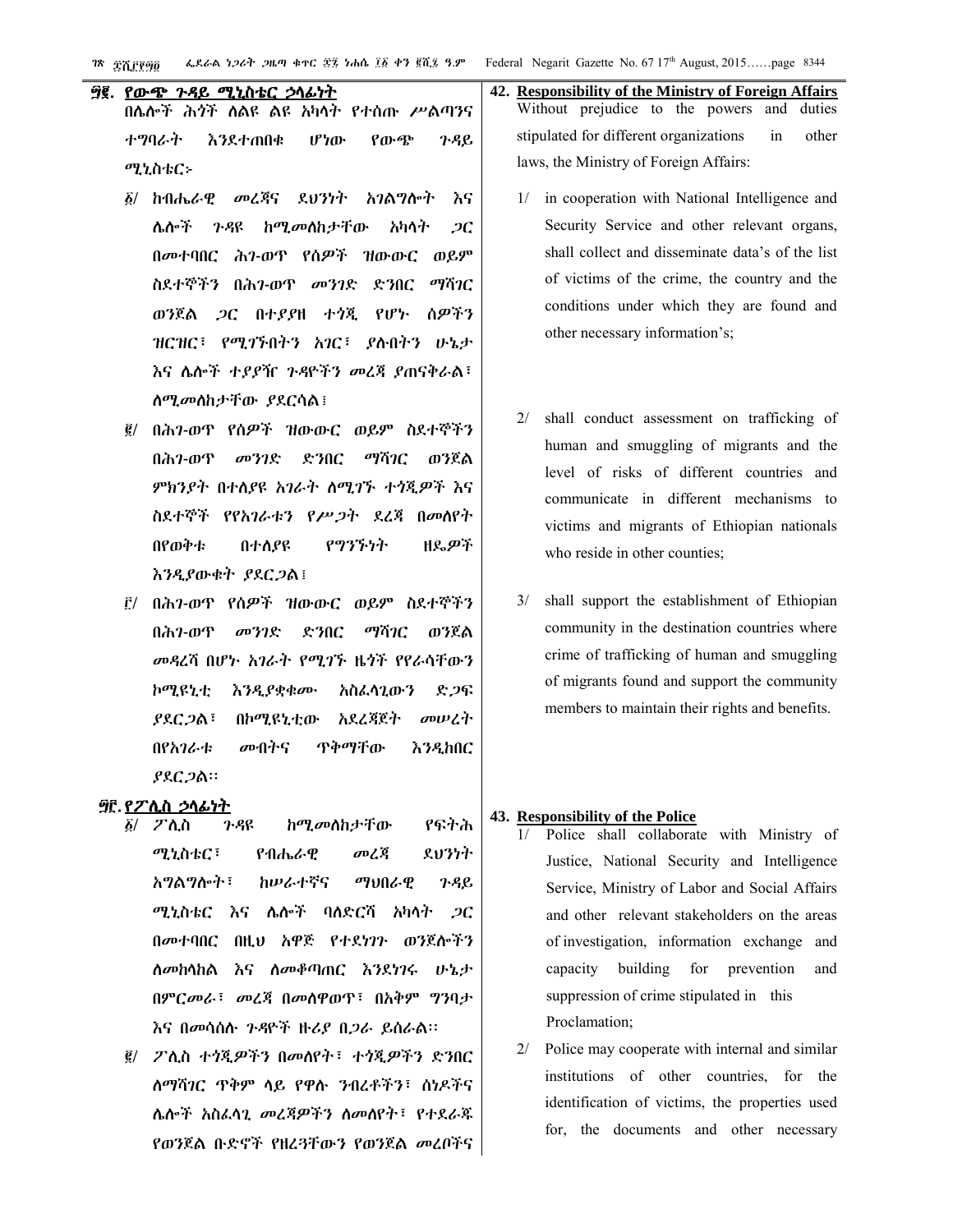**፵፪. የውጭ ጉዳይ ሚኒስቴር ኃላፊነት**

በሌሎች ሕጎች ለልዩ ልዩ አካላት የተሰጡ ሥልጣንና ተግባራት እንደተጠበቁ ሆነው የውጭ ጉዳይ ሚኒስቴር፦

፩/ ከብሔራዊ መረጃና ደህንነት አገልግሎት እና ሌሎች ጉዳዩ ከሚመለከታቸው አካላት ጋር በመተባበር ሕገ-ወጥ የሰዎች ዝውውር ወይም ስደተኞችን በሕገ-ወጥ መንገድ ድንበር ማሻገር ወንጀል ጋር በተያያዘ ተጎጂ የሆኑ ሰዎችን ዝርዝር፣ የሚገኙበትን አገር፣ ያሉበትን ሁኔታ እና ሌሎች ተያያዥ ጉዳዮችን መረጃ ያጠናቅራል፣ ለሚመለከታቸው ያደርሳል፤

፪/ በሕገ-ወጥ የሰዎች ዝውውር ወይም ስደተኞችን በሕገ-ወጥ መንገድ ድንበር ማሻገር ወንጀል ምክንያት በተለያዩ አገራት ለሚገኙ ተጎጂዎች እና ስደተኞች የየአገራቱን የሥጋት ደረጃ በመለየት በየወቅቱ በተለያዩ የግንኙነት ዘዴዎች እንዲያውቁት ያደርጋል፤

፫/ በሕገ-ወጥ የሰዎች ዝውውር ወይም ስደተኞችን በሕገ-ወጥ መንገድ ድንበር ማሻገር ወንጀል መዳረሻ በሆኑ አገራት የሚገኙ ዜጎች የየራሳቸውን ኮሚዩኒቲ እንዲያቋቁሙ አስፈላጊውን ድጋፍ ያደርጋል፣ በኮሚዩኒቲው አደረጃጀት መሠረት በየአገራቱ መብትና ጥቅማቸው እንዲከበር ያደርጋል፡፡

**፵፫. የፖሊስ ኃላፊነት**

፩/ ፖሊስ ጉዳዩ ከሚመለከታቸው የፍትሕ ሚኒስቴር፣ የብሔራዊ መረጃ ደህንነት አገልግሎት፣ ከሠራተኛና ማህበራዊ ጉዳይ ሚኒስቴር እና ሌሎች ባለድርሻ አካላት ጋር በመተባበር በዚህ አዋጅ የተደነገጉ ወንጀሎችን ለመከላከል እና ለመቆጣጠር እንደነገሩ ሁኔታ በምርመራ፣ መረጃ በመለዋወጥ፣ በአቅም ግንባታ እና በመሳሰሉ ጉዳዮች ዙሪያ በጋራ ይሰራል፡፡

፪/ ፖሊስ ተጎጂዎችን በመለየት፣ ተጎጂዎችን ድንበር ለማሻገር ጥቅም ላይ የዋሉ ንብረቶችን፣ ሰነዶችና ሌሎች አስፈላጊ መረጃዎችን ለመለየት፣ የተደራጁ የወንጀል ቡድኖች የዘረጓቸውን የወንጀል መረቦችና

**42. Responsibility of the Ministry of Foreign Affairs**

Without prejudice to the powers and duties stipulated for different organizations in other laws, the Ministry of Foreign Affairs:

1/ in cooperation with National Intelligence and Security Service and other relevant organs, shall collect and disseminate data's of the list of victims of the crime, the country and the conditions under which they are found and other necessary information's;

2/ shall conduct assessment on trafficking of human and smuggling of migrants and the level of risks of different countries and communicate in different mechanisms to victims and migrants of Ethiopian nationals who reside in other counties;

3/ shall support the establishment of Ethiopian community in the destination countries where crime of trafficking of human and smuggling of migrants found and support the community members to maintain their rights and benefits.

**43. Responsibility of the Police**

1/ Police shall collaborate with Ministry of Justice, National Security and Intelligence Service, Ministry of Labor and Social Affairs and other relevant stakeholders on the areas of investigation, information exchange and capacity building for prevention and suppression of crime stipulated in this Proclamation;

2/ Police may cooperate with internal and similar institutions of other countries, for the identification of victims, the properties used for, the documents and other necessary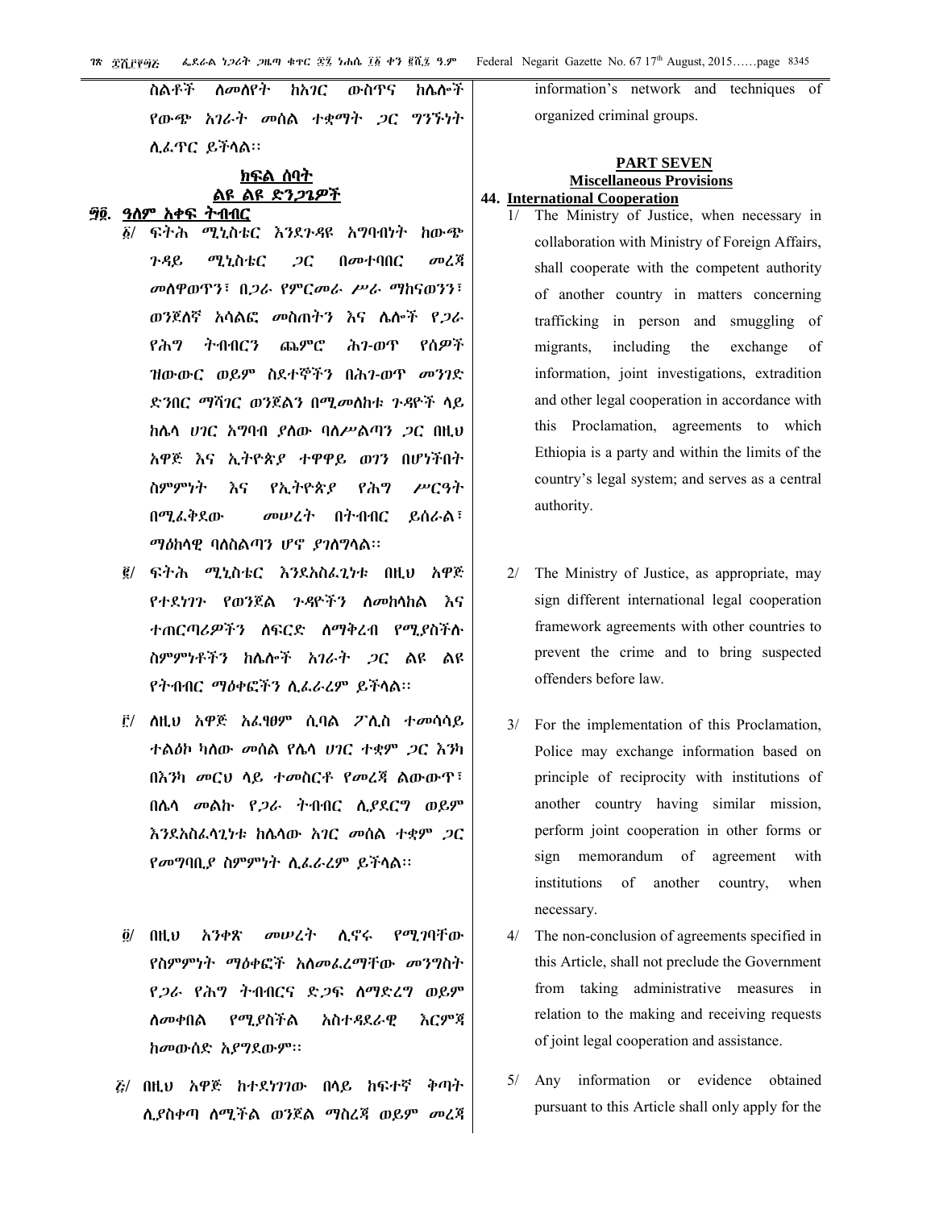ስልቶች ለመለየት ከአገር ውስጥና ከሌሎች የውጭ አገራት መሰል ተቋማት ጋር ግንኙነት ሊፈጥር ይችላል፡፡

## ክፍል ሰባት
## ልዩ ልዩ ድንጋጌዎች

### ፵፬. ዓለም አቀፍ ትብብር

፩/ ፍትሕ ሚኒስቴር እንደጉዳዩ አግባብነት ከውጭ ጉዳይ ሚኒስቴር ጋር በመተባበር መረጃ መለዋወጥን፣ በጋራ የምርመራ ሥራ ማከናወንን፣ ወንጀለኛ አሳልፎ መስጠትን እና ሌሎች የጋራ የሕግ ትብብርን ጨምሮ ሕገ-ወጥ የሰዎች ዝውውር ወይም ስደተኞችን በሕገ-ወጥ መንገድ ድንበር ማሻገር ወንጀልን በሚመለከቱ ጉዳዮች ላይ ከሌላ ሀገር አግባብ ያለው ባለሥልጣን ጋር በዚህ አዋጅ እና ኢትዮጵያ ተዋዋይ ወገን በሆነችበት ስምምነት እና የኢትዮጵያ የሕግ ሥርዓት በሚፈቅደው መሠረት በትብብር ይሰራል፣ ማዕከላዊ ባለስልጣን ሆኖ ያገለግላል፡፡

፪/ ፍትሕ ሚኒስቴር እንደአስፈጊነቱ በዚህ አዋጅ የተደነገጉ የወንጀል ጉዳዮችን ለመከላከል እና ተጠርጣሪዎችን ለፍርድ ለማቅረብ የሚያስችሉ ስምምነቶችን ከሌሎች አገራት ጋር ልዩ ልዩ የትብብር ማዕቀፎችን ሊፈራረም ይችላል፡፡

፫/ ለዚህ አዋጅ አፈፃፀም ሲባል ፖሊስ ተመሳሳይ ተልዕኮ ካለው መሰል የሌላ ሀገር ተቋም ጋር እንካ በእንካ መርህ ላይ ተመስርቶ የመረጃ ልውውጥ፣ በሌላ መልኩ የጋራ ትብብር ሊያደርግ ወይም እንደአስፈላጊነቱ ከሌላው አገር መሰል ተቋም ጋር የመግባቢያ ስምምነት ሊፈራረም ይችላል፡፡

፬/ በዚህ አንቀጽ መሠረት ሊኖሩ የሚገባቸው የስምምነት ማዕቀፎች አለመፈረማቸው መንግስት የጋራ የሕግ ትብብርና ድጋፍ ለማድረግ ወይም ለመቀበል የሚያስችል አስተዳደራዊ እርምጃ ከመውሰድ አያግደውም፡፡

፭/ በዚህ አዋጅ ከተደነገገው በላይ ከፍተኛ ቅጣት ሊያስቀጣ ለሚችል ወንጀል ማስረጃ ወይም መረጃ

information's network and techniques of organized criminal groups.

## PART SEVEN
## Miscellaneous Provisions

### 44. International Cooperation

1/ The Ministry of Justice, when necessary in collaboration with Ministry of Foreign Affairs, shall cooperate with the competent authority of another country in matters concerning trafficking in person and smuggling of migrants, including the exchange of information, joint investigations, extradition and other legal cooperation in accordance with this Proclamation, agreements to which Ethiopia is a party and within the limits of the country's legal system; and serves as a central authority.

2/ The Ministry of Justice, as appropriate, may sign different international legal cooperation framework agreements with other countries to prevent the crime and to bring suspected offenders before law.

3/ For the implementation of this Proclamation, Police may exchange information based on principle of reciprocity with institutions of another country having similar mission, perform joint cooperation in other forms or sign memorandum of agreement with institutions of another country, when necessary.

4/ The non-conclusion of agreements specified in this Article, shall not preclude the Government from taking administrative measures in relation to the making and receiving requests of joint legal cooperation and assistance.

5/ Any information or evidence obtained pursuant to this Article shall only apply for the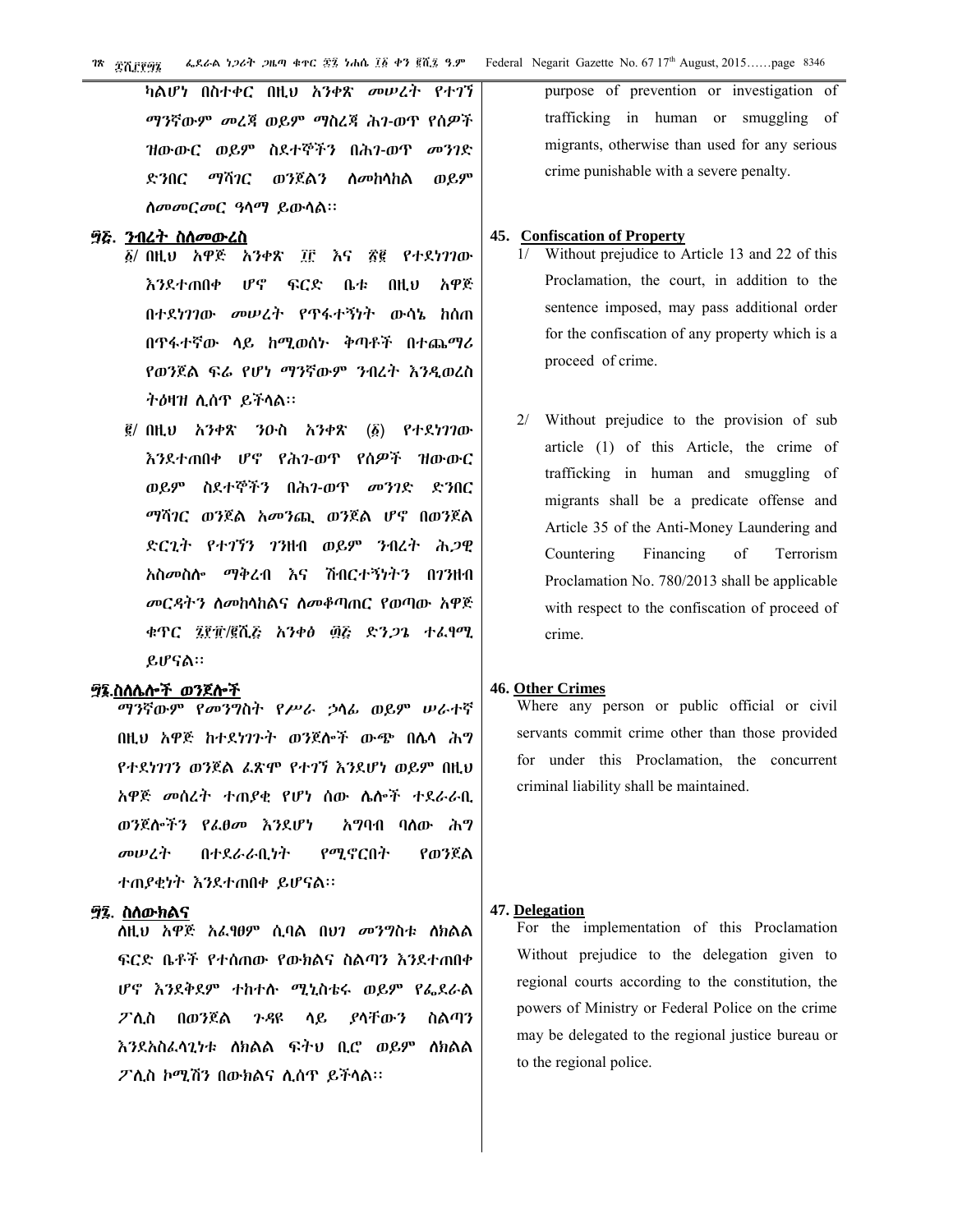ካልሆነ በስተቀር በዚህ አንቀጽ መሠረት የተገኘ ማንኛውም መረጃ ወይም ማስረጃ ሕገ-ወጥ የሰዎች ዝውውር ወይም ስደተኞችን በሕገ-ወጥ መንገድ ድንበር ማሻገር ወንጀልን ለመከላከል ወይም ለመመርመር ዓላማ ይውላል፡፡

## ፵፭. ንብረት ስለመውረስ

፩/ በዚህ አዋጅ አንቀጽ ፲፫ እና ፳፪ የተደነገገው እንደተጠበቀ ሆኖ ፍርድ ቤቱ በዚህ አዋጅ በተደነገገው መሠረት የጥፋተኝነት ውሳኔ ከሰጠ በጥፋተኛው ላይ ከሚወሰኑ ቅጣቶች በተጨማሪ የወንጀል ፍሬ የሆነ ማንኛውም ንብረት እንዲወረስ ትዕዛዝ ሊሰጥ ይችላል፡፡

፪/ በዚህ አንቀጽ ንዑስ አንቀጽ (፩) የተደነገገው እንደተጠበቀ ሆኖ የሕገ-ወጥ የሰዎች ዝውውር ወይም ስደተኞችን በሕገ-ወጥ መንገድ ድንበር ማሻገር ወንጀል አመንጪ ወንጀል ሆኖ በወንጀል ድርጊት የተገኘን ገንዘብ ወይም ንብረት ሕጋዊ አስመስሎ ማቅረብ እና ሽብርተኝነትን በገንዘብ መርዳትን ለመከላከልና ለመቆጣጠር የወጣው አዋጅ ቁጥር ፯፻፹/፪ሺ፭ አንቀፅ ፴፭ ድንጋጌ ተፈፃሚ ይሆናል፡፡

## ፵፮.ስለሌሎች ወንጀሎች

ማንኛውም የመንግስት የሥራ ኃላፊ ወይም ሠራተኛ በዚህ አዋጅ ከተደነገጉት ወንጀሎች ውጭ በሌላ ሕግ የተደነገገን ወንጀል ፈጽሞ የተገኘ እንደሆነ ወይም በዚህ አዋጅ መሰረት ተጠያቂ የሆነ ሰው ሌሎች ተደራራቢ ወንጀሎችን የፈፀመ እንደሆነ አግባብ ባለው ሕግ መሠረት በተደራራቢነት የሚኖርበት የወንጀል ተጠያቂነት እንደተጠበቀ ይሆናል፡፡

## ፵፯. ስለውክልና

ለዚህ አዋጅ አፈፃፀም ሲባል በህገ መንግስቱ ለክልል ፍርድ ቤቶች የተሰጠው የውክልና ስልጣን እንደተጠበቀ ሆኖ እንደቅደም ተከተሉ ሚኒስቴሩ ወይም የፌደራል ፖሊስ በወንጀል ጉዳዩ ላይ ያላቸውን ስልጣን እንደአስፈላጊነቱ ለክልል ፍትህ ቢሮ ወይም ለክልል ፖሊስ ኮሚሽን በውክልና ሊሰጥ ይችላል፡፡

purpose of prevention or investigation of trafficking in human or smuggling of migrants, otherwise than used for any serious crime punishable with a severe penalty.

## 45. Confiscation of Property

1/ Without prejudice to Article 13 and 22 of this Proclamation, the court, in addition to the sentence imposed, may pass additional order for the confiscation of any property which is a proceed of crime.

2/ Without prejudice to the provision of sub article (1) of this Article, the crime of trafficking in human and smuggling of migrants shall be a predicate offense and Article 35 of the Anti-Money Laundering and Countering Financing of Terrorism Proclamation No. 780/2013 shall be applicable with respect to the confiscation of proceed of crime.

## 46. Other Crimes

Where any person or public official or civil servants commit crime other than those provided for under this Proclamation, the concurrent criminal liability shall be maintained.

## 47. Delegation

For the implementation of this Proclamation Without prejudice to the delegation given to regional courts according to the constitution, the powers of Ministry or Federal Police on the crime may be delegated to the regional justice bureau or to the regional police.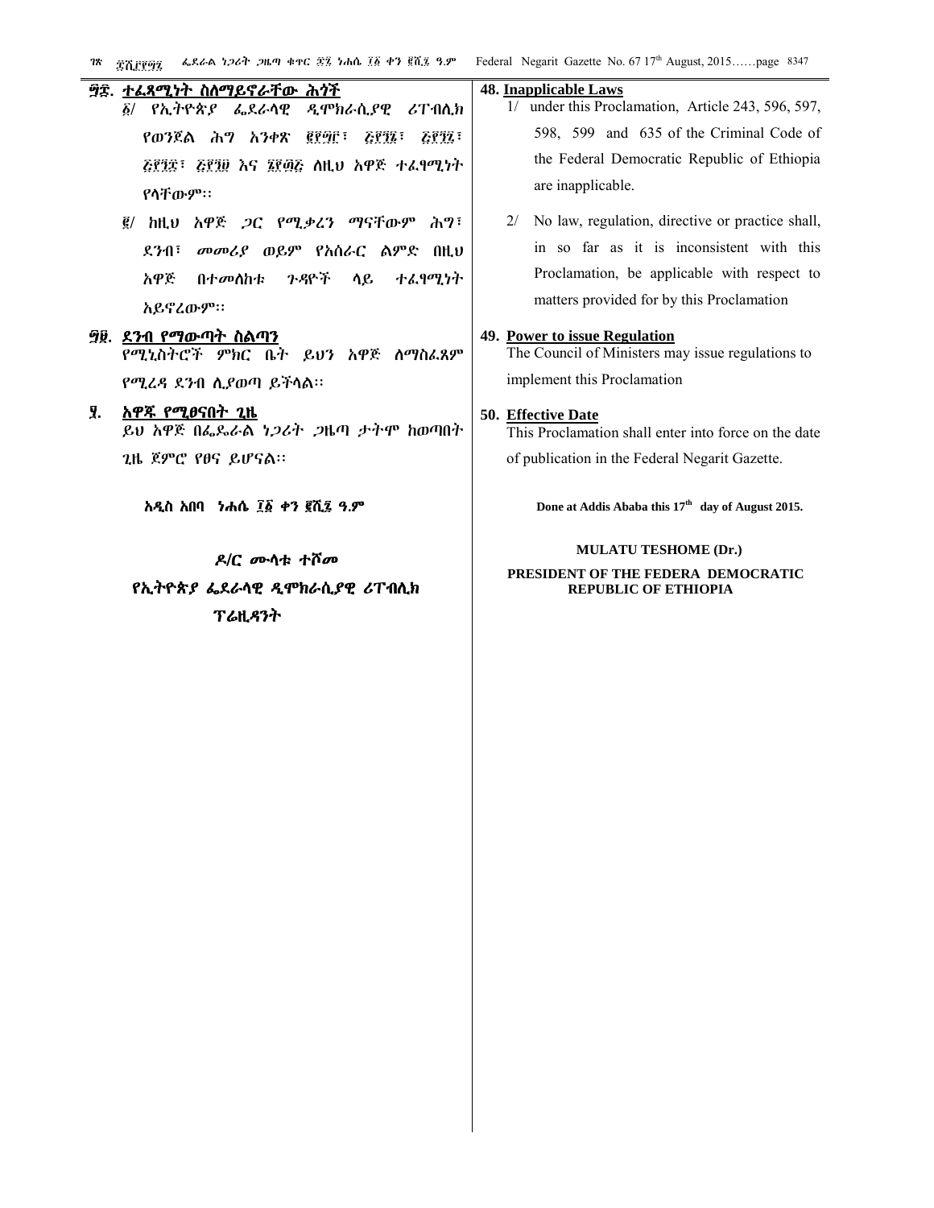**፵፰. ተፈጻሚነት ስለማይኖራቸው ሕጎች**

፩/ የኢትዮጵያ ፌደራላዊ ዲሞክራሲያዊ ሪፐብሊክ የወንጀል ሕግ አንቀጽ ፪፻፵፫፣ ፭፻፺፮፣ ፭፻፺፯፣ ፭፻፺፰፣ ፭፻፺፱ እና ፮፻፴፭ ለዚህ አዋጅ ተፈፃሚነት የላቸውም፡፡

፪/ ከዚህ አዋጅ ጋር የሚቃረን ማናቸውም ሕግ፣ ደንብ፣ መመሪያ ወይም የአሰራር ልምድ በዚህ አዋጅ በተመለከቱ ጉዳዮች ላይ ተፈፃሚነት አይኖረውም፡፡

**፵፱. ደንብ የማውጣት ስልጣን**

የሚኒስትሮች ምክር ቤት ይህን አዋጅ ለማስፈጸም የሚረዳ ደንብ ሊያወጣ ይችላል፡፡

**፶. አዋጁ የሚፀናበት ጊዜ**

ይህ አዋጅ በፌዴራል ነጋሪት ጋዜጣ ታትሞ ከወጣበት ጊዜ ጀምሮ የፀና ይሆናል፡፡

**አዲስ አበባ ነሐሴ ፲፩ ቀን ፪ሺ፯ ዓ.ም**

**ዶ/ር ሙላቱ ተሾመ**

**የኢትዮጵያ ፌደራላዊ ዲሞክራሲያዊ ሪፐብሊክ ፕሬዚዳንት**

**48. Inapplicable Laws**

1/ under this Proclamation, Article 243, 596, 597, 598, 599 and 635 of the Criminal Code of the Federal Democratic Republic of Ethiopia are inapplicable.

2/ No law, regulation, directive or practice shall, in so far as it is inconsistent with this Proclamation, be applicable with respect to matters provided for by this Proclamation

**49. Power to issue Regulation**

The Council of Ministers may issue regulations to implement this Proclamation

**50. Effective Date**

This Proclamation shall enter into force on the date of publication in the Federal Negarit Gazette.

**Done at Addis Ababa this 17th day of August 2015.**

**MULATU TESHOME (Dr.)**

**PRESIDENT OF THE FEDERA DEMOCRATIC REPUBLIC OF ETHIOPIA**